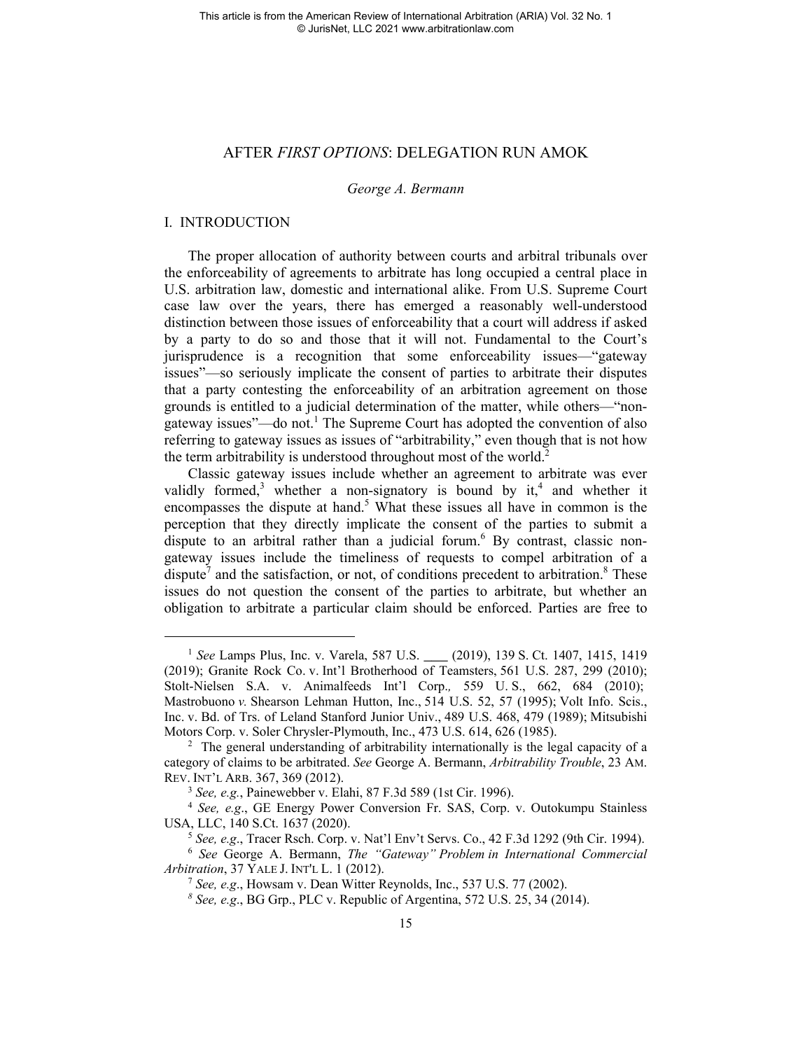# AFTER *FIRST OPTIONS*: DELEGATION RUN AMOK

*George A. Bermann*

## I. INTRODUCTION

The proper allocation of authority between courts and arbitral tribunals over the enforceability of agreements to arbitrate has long occupied a central place in U.S. arbitration law, domestic and international alike. From U.S. Supreme Court case law over the years, there has emerged a reasonably well-understood distinction between those issues of enforceability that a court will address if asked by a party to do so and those that it will not. Fundamental to the Court's jurisprudence is a recognition that some enforceability issues—"gateway issues"—so seriously implicate the consent of parties to arbitrate their disputes that a party contesting the enforceability of an arbitration agreement on those grounds is entitled to a judicial determination of the matter, while others—"non-gateway issues"—do not.[1] The Supreme Court has adopted the convention of also referring to gateway issues as issues of "arbitrability," even though that is not how the term arbitrability is understood throughout most of the world.[2]

Classic gateway issues include whether an agreement to arbitrate was ever validly formed,[3] whether a non-signatory is bound by it,[4] and whether it encompasses the dispute at hand.[5] What these issues all have in common is the perception that they directly implicate the consent of the parties to submit a dispute to an arbitral rather than a judicial forum.[6] By contrast, classic non-gateway issues include the timeliness of requests to compel arbitration of a dispute[7] and the satisfaction, or not, of conditions precedent to arbitration.[8] These issues do not question the consent of the parties to arbitrate, but whether an obligation to arbitrate a particular claim should be enforced. Parties are free to

---

[1] *See* Lamps Plus, Inc. v. Varela, 587 U.S. ___ (2019), 139 S. Ct. 1407, 1415, 1419 (2019); Granite Rock Co. v. Int'l Brotherhood of Teamsters, 561 U.S. 287, 299 (2010); Stolt-Nielsen S.A. v. Animalfeeds Int'l Corp., 559 U. S., 662, 684 (2010); Mastrobuono *v.* Shearson Lehman Hutton, Inc., 514 U.S. 52, 57 (1995); Volt Info. Scis., Inc. v. Bd. of Trs. of Leland Stanford Junior Univ., 489 U.S. 468, 479 (1989); Mitsubishi Motors Corp. v. Soler Chrysler-Plymouth, Inc., 473 U.S. 614, 626 (1985).

[2] The general understanding of arbitrability internationally is the legal capacity of a category of claims to be arbitrated. *See* George A. Bermann, *Arbitrability Trouble*, 23 AM. REV. INT'L ARB. 367, 369 (2012).

[3] *See, e.g.*, Painewebber v. Elahi, 87 F.3d 589 (1st Cir. 1996).

[4] *See, e.g*., GE Energy Power Conversion Fr. SAS, Corp. v. Outokumpu Stainless USA, LLC, 140 S.Ct. 1637 (2020).

[5] *See, e.g*., Tracer Rsch. Corp. v. Nat'l Env't Servs. Co., 42 F.3d 1292 (9th Cir. 1994).

[6] *See* George A. Bermann, *The "Gateway" Problem in International Commercial Arbitration*, 37 YALE J. INT'L L. 1 (2012).

[7] *See, e.g*., Howsam v. Dean Witter Reynolds, Inc., 537 U.S. 77 (2002).

[8] *See, e.g*., BG Grp., PLC v. Republic of Argentina, 572 U.S. 25, 34 (2014).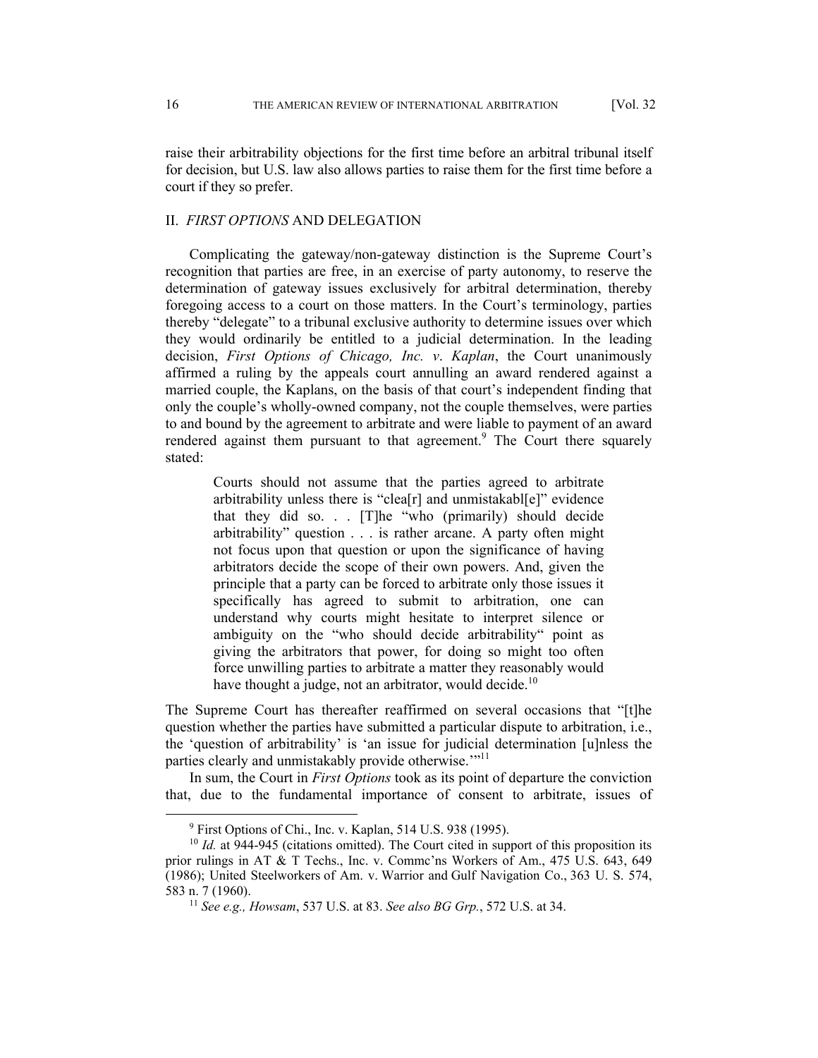raise their arbitrability objections for the first time before an arbitral tribunal itself for decision, but U.S. law also allows parties to raise them for the first time before a court if they so prefer.

## II. *FIRST OPTIONS* AND DELEGATION

Complicating the gateway/non-gateway distinction is the Supreme Court's recognition that parties are free, in an exercise of party autonomy, to reserve the determination of gateway issues exclusively for arbitral determination, thereby foregoing access to a court on those matters. In the Court's terminology, parties thereby "delegate" to a tribunal exclusive authority to determine issues over which they would ordinarily be entitled to a judicial determination. In the leading decision, *First Options of Chicago, Inc. v. Kaplan*, the Court unanimously affirmed a ruling by the appeals court annulling an award rendered against a married couple, the Kaplans, on the basis of that court's independent finding that only the couple's wholly-owned company, not the couple themselves, were parties to and bound by the agreement to arbitrate and were liable to payment of an award rendered against them pursuant to that agreement.[9] The Court there squarely stated:

> Courts should not assume that the parties agreed to arbitrate arbitrability unless there is "clea[r] and unmistakabl[e]" evidence that they did so. . . [T]he "who (primarily) should decide arbitrability" question . . . is rather arcane. A party often might not focus upon that question or upon the significance of having arbitrators decide the scope of their own powers. And, given the principle that a party can be forced to arbitrate only those issues it specifically has agreed to submit to arbitration, one can understand why courts might hesitate to interpret silence or ambiguity on the "who should decide arbitrability" point as giving the arbitrators that power, for doing so might too often force unwilling parties to arbitrate a matter they reasonably would have thought a judge, not an arbitrator, would decide.[10]

The Supreme Court has thereafter reaffirmed on several occasions that "[t]he question whether the parties have submitted a particular dispute to arbitration, i.e., the 'question of arbitrability' is 'an issue for judicial determination [u]nless the parties clearly and unmistakably provide otherwise.'"[11]

In sum, the Court in *First Options* took as its point of departure the conviction that, due to the fundamental importance of consent to arbitrate, issues of

---

[9] First Options of Chi., Inc. v. Kaplan, 514 U.S. 938 (1995).

[10] *Id.* at 944-945 (citations omitted). The Court cited in support of this proposition its prior rulings in AT & T Techs., Inc. v. Commc'ns Workers of Am., 475 U.S. 643, 649 (1986); United Steelworkers of Am. v. Warrior and Gulf Navigation Co., 363 U. S. 574, 583 n. 7 (1960).

[11] *See e.g., Howsam*, 537 U.S. at 83. *See also BG Grp.*, 572 U.S. at 34.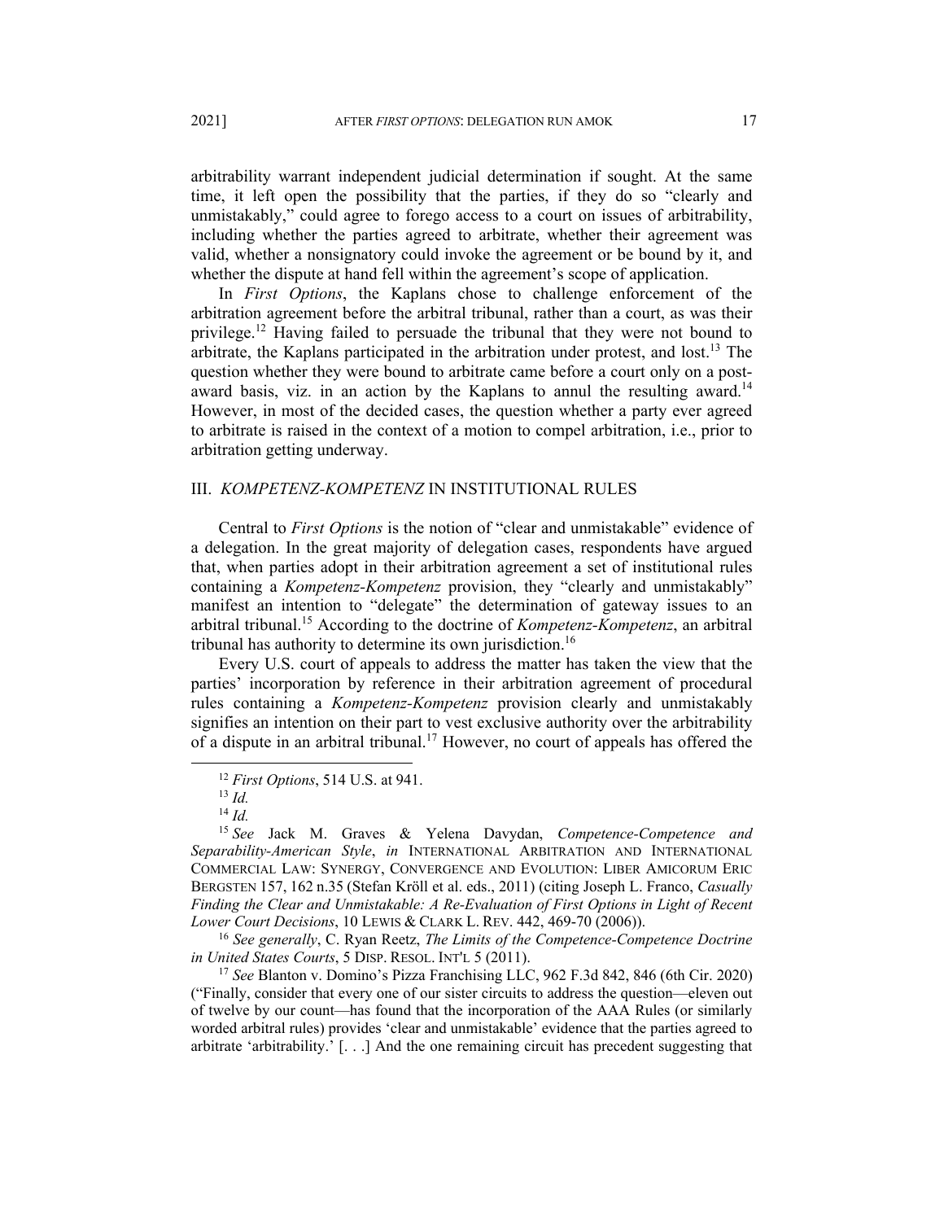arbitrability warrant independent judicial determination if sought. At the same time, it left open the possibility that the parties, if they do so "clearly and unmistakably," could agree to forego access to a court on issues of arbitrability, including whether the parties agreed to arbitrate, whether their agreement was valid, whether a nonsignatory could invoke the agreement or be bound by it, and whether the dispute at hand fell within the agreement's scope of application.

In *First Options*, the Kaplans chose to challenge enforcement of the arbitration agreement before the arbitral tribunal, rather than a court, as was their privilege.[12] Having failed to persuade the tribunal that they were not bound to arbitrate, the Kaplans participated in the arbitration under protest, and lost.[13] The question whether they were bound to arbitrate came before a court only on a post-award basis, viz. in an action by the Kaplans to annul the resulting award.[14] However, in most of the decided cases, the question whether a party ever agreed to arbitrate is raised in the context of a motion to compel arbitration, i.e., prior to arbitration getting underway.

## III. *KOMPETENZ-KOMPETENZ* IN INSTITUTIONAL RULES

Central to *First Options* is the notion of "clear and unmistakable" evidence of a delegation. In the great majority of delegation cases, respondents have argued that, when parties adopt in their arbitration agreement a set of institutional rules containing a *Kompetenz-Kompetenz* provision, they "clearly and unmistakably" manifest an intention to "delegate" the determination of gateway issues to an arbitral tribunal.[15] According to the doctrine of *Kompetenz-Kompetenz*, an arbitral tribunal has authority to determine its own jurisdiction.[16]

Every U.S. court of appeals to address the matter has taken the view that the parties' incorporation by reference in their arbitration agreement of procedural rules containing a *Kompetenz-Kompetenz* provision clearly and unmistakably signifies an intention on their part to vest exclusive authority over the arbitrability of a dispute in an arbitral tribunal.[17] However, no court of appeals has offered the

---

[12] *First Options*, 514 U.S. at 941.

[13] *Id.*

[14] *Id.*

[15] *See* Jack M. Graves & Yelena Davydan, *Competence-Competence and Separability-American Style*, *in* INTERNATIONAL ARBITRATION AND INTERNATIONAL COMMERCIAL LAW: SYNERGY, CONVERGENCE AND EVOLUTION: LIBER AMICORUM ERIC BERGSTEN 157, 162 n.35 (Stefan Kröll et al. eds., 2011) (citing Joseph L. Franco, *Casually Finding the Clear and Unmistakable: A Re-Evaluation of First Options in Light of Recent Lower Court Decisions*, 10 LEWIS & CLARK L. REV. 442, 469-70 (2006)).

[16] *See generally*, C. Ryan Reetz, *The Limits of the Competence-Competence Doctrine in United States Courts*, 5 DISP. RESOL. INT'L 5 (2011).

[17] *See* Blanton v. Domino's Pizza Franchising LLC, 962 F.3d 842, 846 (6th Cir. 2020) ("Finally, consider that every one of our sister circuits to address the question—eleven out of twelve by our count—has found that the incorporation of the AAA Rules (or similarly worded arbitral rules) provides 'clear and unmistakable' evidence that the parties agreed to arbitrate 'arbitrability.' [. . .] And the one remaining circuit has precedent suggesting that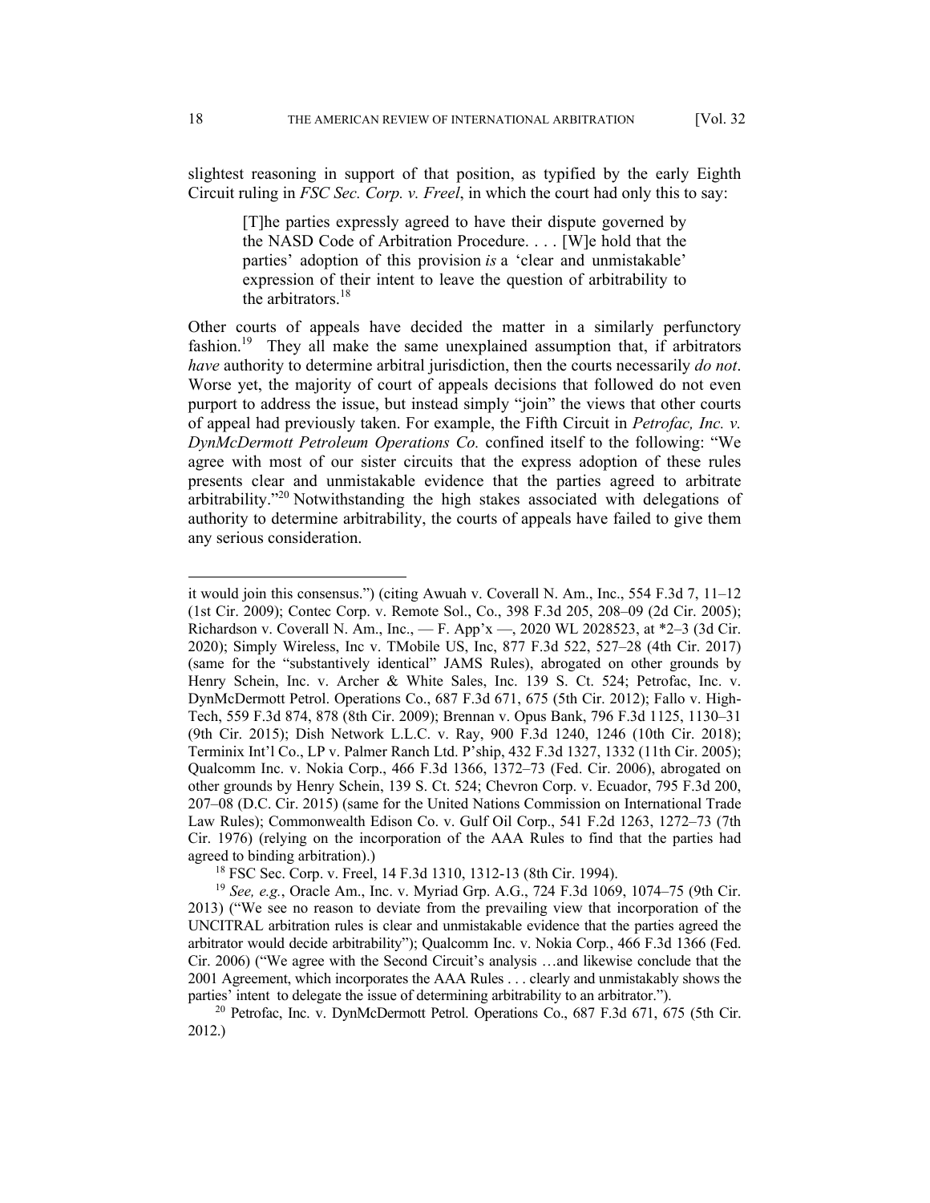slightest reasoning in support of that position, as typified by the early Eighth Circuit ruling in *FSC Sec. Corp. v. Freel*, in which the court had only this to say:

> [T]he parties expressly agreed to have their dispute governed by the NASD Code of Arbitration Procedure. . . . [W]e hold that the parties' adoption of this provision *is* a 'clear and unmistakable' expression of their intent to leave the question of arbitrability to the arbitrators.[18]

Other courts of appeals have decided the matter in a similarly perfunctory fashion.[19] They all make the same unexplained assumption that, if arbitrators *have* authority to determine arbitral jurisdiction, then the courts necessarily *do not*. Worse yet, the majority of court of appeals decisions that followed do not even purport to address the issue, but instead simply "join" the views that other courts of appeal had previously taken. For example, the Fifth Circuit in *Petrofac, Inc. v. DynMcDermott Petroleum Operations Co.* confined itself to the following: "We agree with most of our sister circuits that the express adoption of these rules presents clear and unmistakable evidence that the parties agreed to arbitrate arbitrability."[20] Notwithstanding the high stakes associated with delegations of authority to determine arbitrability, the courts of appeals have failed to give them any serious consideration.

---

it would join this consensus.") (citing Awuah v. Coverall N. Am., Inc., 554 F.3d 7, 11–12 (1st Cir. 2009); Contec Corp. v. Remote Sol., Co., 398 F.3d 205, 208–09 (2d Cir. 2005); Richardson v. Coverall N. Am., Inc., — F. App'x —, 2020 WL 2028523, at *2–3 (3d Cir. 2020); Simply Wireless, Inc v. TMobile US, Inc, 877 F.3d 522, 527–28 (4th Cir. 2017) (same for the "substantively identical" JAMS Rules), abrogated on other grounds by Henry Schein, Inc. v. Archer & White Sales, Inc. 139 S. Ct. 524; Petrofac, Inc. v. DynMcDermott Petrol. Operations Co., 687 F.3d 671, 675 (5th Cir. 2012); Fallo v. High-Tech, 559 F.3d 874, 878 (8th Cir. 2009); Brennan v. Opus Bank, 796 F.3d 1125, 1130–31 (9th Cir. 2015); Dish Network L.L.C. v. Ray, 900 F.3d 1240, 1246 (10th Cir. 2018); Terminix Int'l Co., LP v. Palmer Ranch Ltd. P'ship, 432 F.3d 1327, 1332 (11th Cir. 2005); Qualcomm Inc. v. Nokia Corp., 466 F.3d 1366, 1372–73 (Fed. Cir. 2006), abrogated on other grounds by Henry Schein, 139 S. Ct. 524; Chevron Corp. v. Ecuador, 795 F.3d 200, 207–08 (D.C. Cir. 2015) (same for the United Nations Commission on International Trade Law Rules); Commonwealth Edison Co. v. Gulf Oil Corp., 541 F.2d 1263, 1272–73 (7th Cir. 1976) (relying on the incorporation of the AAA Rules to find that the parties had agreed to binding arbitration).)

[18] FSC Sec. Corp. v. Freel, 14 F.3d 1310, 1312-13 (8th Cir. 1994).

[19] *See, e.g.*, Oracle Am., Inc. v. Myriad Grp. A.G., 724 F.3d 1069, 1074–75 (9th Cir. 2013) ("We see no reason to deviate from the prevailing view that incorporation of the UNCITRAL arbitration rules is clear and unmistakable evidence that the parties agreed the arbitrator would decide arbitrability"); Qualcomm Inc. v. Nokia Corp., 466 F.3d 1366 (Fed. Cir. 2006) ("We agree with the Second Circuit's analysis …and likewise conclude that the 2001 Agreement, which incorporates the AAA Rules . . . clearly and unmistakably shows the parties' intent to delegate the issue of determining arbitrability to an arbitrator.").

[20] Petrofac, Inc. v. DynMcDermott Petrol. Operations Co., 687 F.3d 671, 675 (5th Cir. 2012.)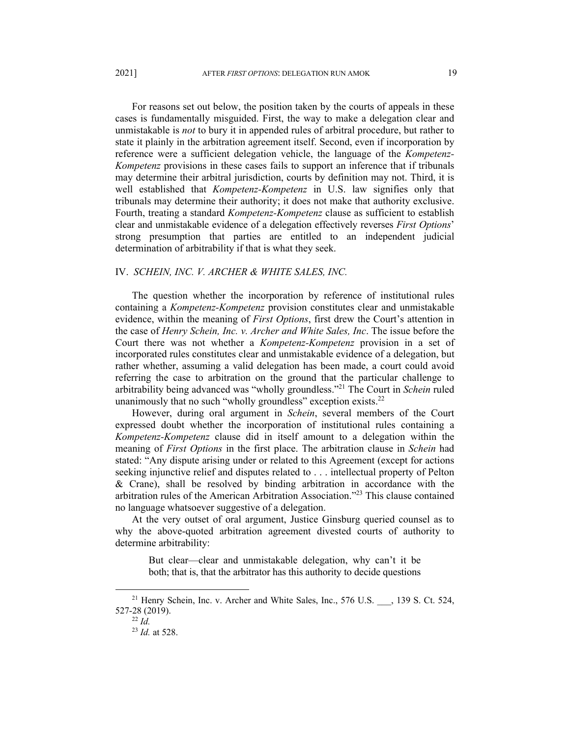For reasons set out below, the position taken by the courts of appeals in these cases is fundamentally misguided. First, the way to make a delegation clear and unmistakable is *not* to bury it in appended rules of arbitral procedure, but rather to state it plainly in the arbitration agreement itself. Second, even if incorporation by reference were a sufficient delegation vehicle, the language of the *Kompetenz-Kompetenz* provisions in these cases fails to support an inference that if tribunals may determine their arbitral jurisdiction, courts by definition may not. Third, it is well established that *Kompetenz-Kompetenz* in U.S. law signifies only that tribunals may determine their authority; it does not make that authority exclusive. Fourth, treating a standard *Kompetenz-Kompetenz* clause as sufficient to establish clear and unmistakable evidence of a delegation effectively reverses *First Options*' strong presumption that parties are entitled to an independent judicial determination of arbitrability if that is what they seek.

## IV. *SCHEIN, INC. V. ARCHER & WHITE SALES, INC.*

The question whether the incorporation by reference of institutional rules containing a *Kompetenz-Kompetenz* provision constitutes clear and unmistakable evidence, within the meaning of *First Options*, first drew the Court's attention in the case of *Henry Schein, Inc. v. Archer and White Sales, Inc*. The issue before the Court there was not whether a *Kompetenz-Kompetenz* provision in a set of incorporated rules constitutes clear and unmistakable evidence of a delegation, but rather whether, assuming a valid delegation has been made, a court could avoid referring the case to arbitration on the ground that the particular challenge to arbitrability being advanced was "wholly groundless."[21] The Court in *Schein* ruled unanimously that no such "wholly groundless" exception exists.[22]

However, during oral argument in *Schein*, several members of the Court expressed doubt whether the incorporation of institutional rules containing a *Kompetenz-Kompetenz* clause did in itself amount to a delegation within the meaning of *First Options* in the first place. The arbitration clause in *Schein* had stated: "Any dispute arising under or related to this Agreement (except for actions seeking injunctive relief and disputes related to . . . intellectual property of Pelton & Crane), shall be resolved by binding arbitration in accordance with the arbitration rules of the American Arbitration Association."[23] This clause contained no language whatsoever suggestive of a delegation.

At the very outset of oral argument, Justice Ginsburg queried counsel as to why the above-quoted arbitration agreement divested courts of authority to determine arbitrability:

> But clear—clear and unmistakable delegation, why can't it be both; that is, that the arbitrator has this authority to decide questions

---

[21] Henry Schein, Inc. v. Archer and White Sales, Inc., 576 U.S. ___, 139 S. Ct. 524, 527-28 (2019).

[22] *Id.*

[23] *Id.* at 528.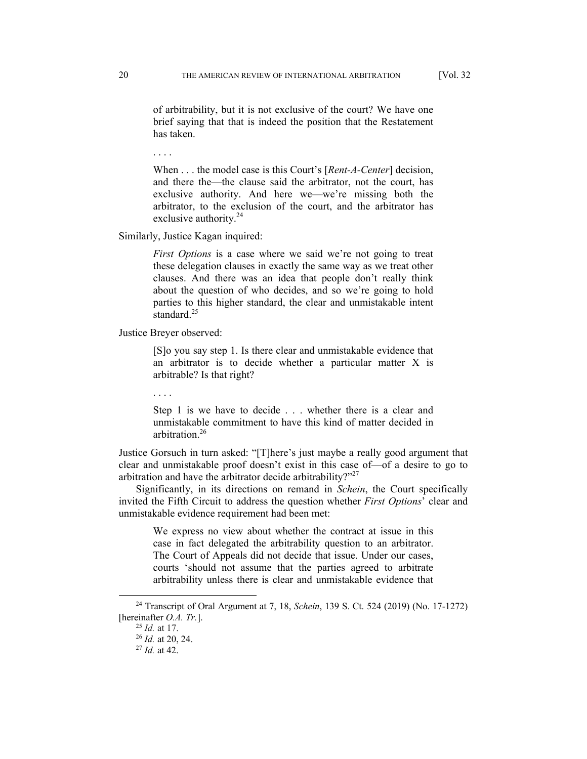of arbitrability, but it is not exclusive of the court? We have one brief saying that that is indeed the position that the Restatement has taken.

> . . . .
>
> When . . . the model case is this Court's [*Rent-A-Center*] decision, and there the—the clause said the arbitrator, not the court, has exclusive authority. And here we—we're missing both the arbitrator, to the exclusion of the court, and the arbitrator has exclusive authority.[24]

Similarly, Justice Kagan inquired:

> *First Options* is a case where we said we're not going to treat these delegation clauses in exactly the same way as we treat other clauses. And there was an idea that people don't really think about the question of who decides, and so we're going to hold parties to this higher standard, the clear and unmistakable intent standard.[25]

Justice Breyer observed:

> [S]o you say step 1. Is there clear and unmistakable evidence that an arbitrator is to decide whether a particular matter X is arbitrable? Is that right?
>
> . . . .
>
> Step 1 is we have to decide . . . whether there is a clear and unmistakable commitment to have this kind of matter decided in arbitration.[26]

Justice Gorsuch in turn asked: "[T]here's just maybe a really good argument that clear and unmistakable proof doesn't exist in this case of—of a desire to go to arbitration and have the arbitrator decide arbitrability?"[27]

Significantly, in its directions on remand in *Schein*, the Court specifically invited the Fifth Circuit to address the question whether *First Options*' clear and unmistakable evidence requirement had been met:

> We express no view about whether the contract at issue in this case in fact delegated the arbitrability question to an arbitrator. The Court of Appeals did not decide that issue. Under our cases, courts 'should not assume that the parties agreed to arbitrate arbitrability unless there is clear and unmistakable evidence that

---

[24] Transcript of Oral Argument at 7, 18, *Schein*, 139 S. Ct. 524 (2019) (No. 17-1272) [hereinafter *O.A. Tr.*].

[25] *Id.* at 17.

[26] *Id.* at 20, 24.

[27] *Id.* at 42.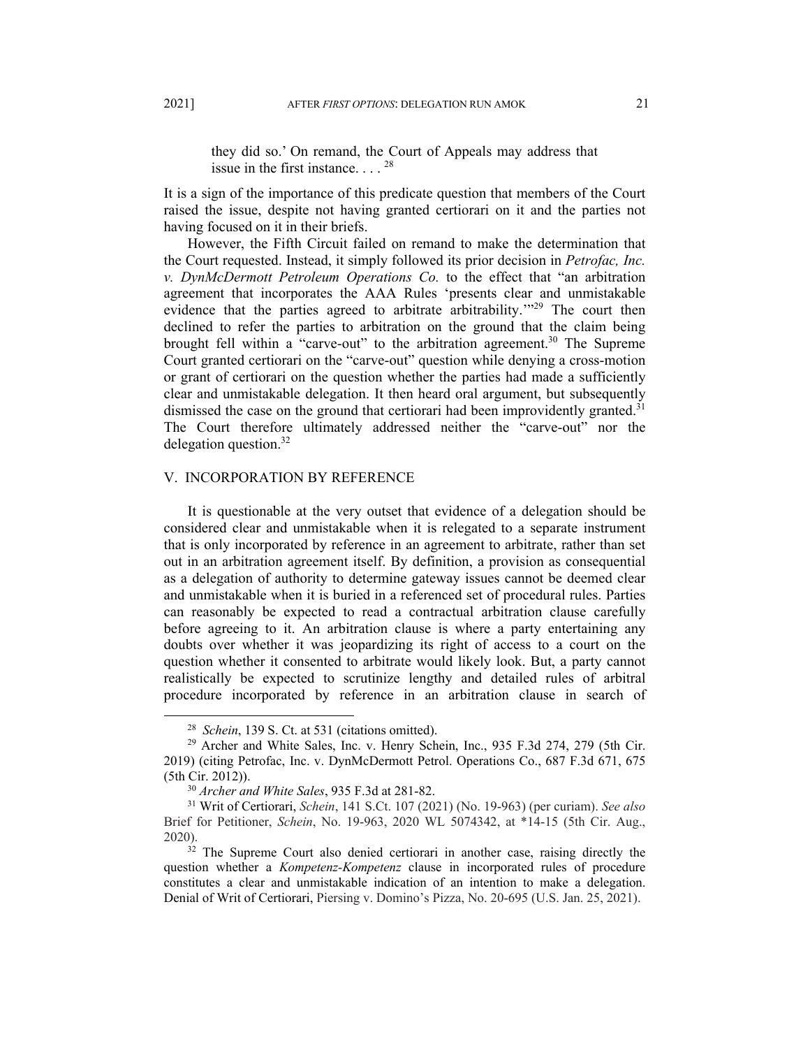> they did so.' On remand, the Court of Appeals may address that issue in the first instance. . . . [28]

It is a sign of the importance of this predicate question that members of the Court raised the issue, despite not having granted certiorari on it and the parties not having focused on it in their briefs.

However, the Fifth Circuit failed on remand to make the determination that the Court requested. Instead, it simply followed its prior decision in *Petrofac, Inc. v. DynMcDermott Petroleum Operations Co.* to the effect that "an arbitration agreement that incorporates the AAA Rules 'presents clear and unmistakable evidence that the parties agreed to arbitrate arbitrability.'"[29] The court then declined to refer the parties to arbitration on the ground that the claim being brought fell within a "carve-out" to the arbitration agreement.[30] The Supreme Court granted certiorari on the "carve-out" question while denying a cross-motion or grant of certiorari on the question whether the parties had made a sufficiently clear and unmistakable delegation. It then heard oral argument, but subsequently dismissed the case on the ground that certiorari had been improvidently granted.[31] The Court therefore ultimately addressed neither the "carve-out" nor the delegation question.[32]

## V. INCORPORATION BY REFERENCE

It is questionable at the very outset that evidence of a delegation should be considered clear and unmistakable when it is relegated to a separate instrument that is only incorporated by reference in an agreement to arbitrate, rather than set out in an arbitration agreement itself. By definition, a provision as consequential as a delegation of authority to determine gateway issues cannot be deemed clear and unmistakable when it is buried in a referenced set of procedural rules. Parties can reasonably be expected to read a contractual arbitration clause carefully before agreeing to it. An arbitration clause is where a party entertaining any doubts over whether it was jeopardizing its right of access to a court on the question whether it consented to arbitrate would likely look. But, a party cannot realistically be expected to scrutinize lengthy and detailed rules of arbitral procedure incorporated by reference in an arbitration clause in search of

---

[28] *Schein*, 139 S. Ct. at 531 (citations omitted).

[29] Archer and White Sales, Inc. v. Henry Schein, Inc., 935 F.3d 274, 279 (5th Cir. 2019) (citing Petrofac, Inc. v. DynMcDermott Petrol. Operations Co., 687 F.3d 671, 675 (5th Cir. 2012)).

[30] *Archer and White Sales*, 935 F.3d at 281-82.

[31] Writ of Certiorari, *Schein*, 141 S.Ct. 107 (2021) (No. 19-963) (per curiam). *See also* Brief for Petitioner, *Schein*, No. 19-963, 2020 WL 5074342, at *14-15 (5th Cir. Aug., 2020).

[32] The Supreme Court also denied certiorari in another case, raising directly the question whether a *Kompetenz-Kompetenz* clause in incorporated rules of procedure constitutes a clear and unmistakable indication of an intention to make a delegation. Denial of Writ of Certiorari, Piersing v. Domino's Pizza, No. 20-695 (U.S. Jan. 25, 2021).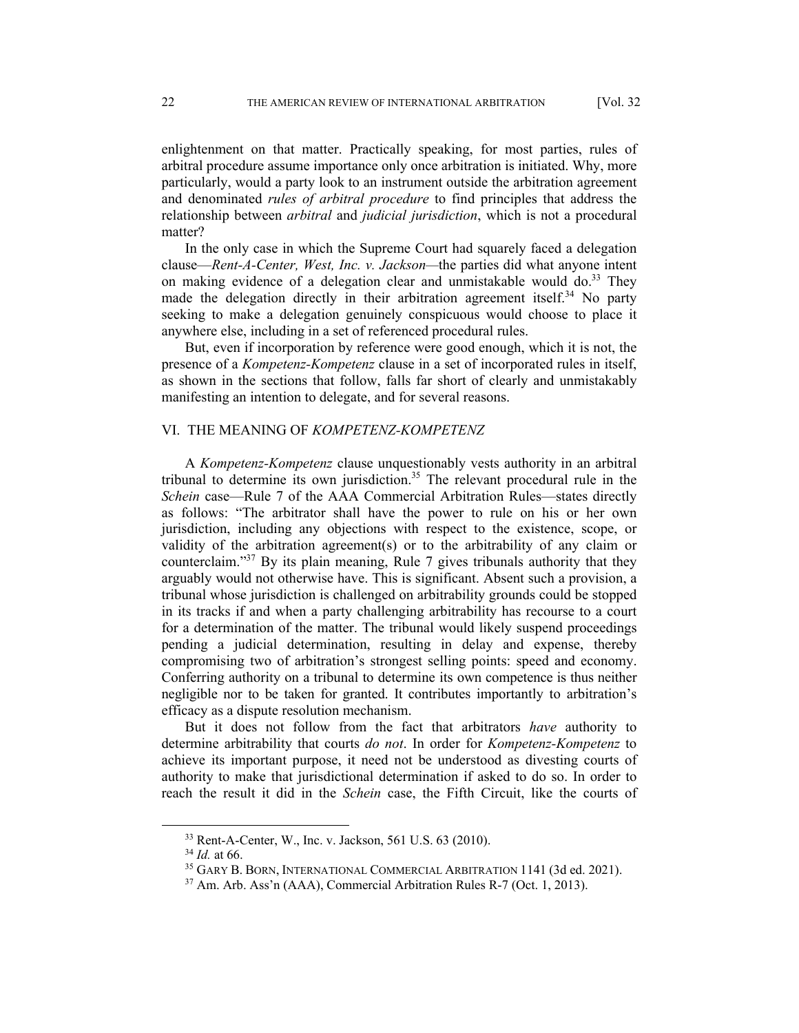enlightenment on that matter. Practically speaking, for most parties, rules of arbitral procedure assume importance only once arbitration is initiated. Why, more particularly, would a party look to an instrument outside the arbitration agreement and denominated *rules of arbitral procedure* to find principles that address the relationship between *arbitral* and *judicial jurisdiction*, which is not a procedural matter?

In the only case in which the Supreme Court had squarely faced a delegation clause—*Rent-A-Center, West, Inc. v. Jackson*—the parties did what anyone intent on making evidence of a delegation clear and unmistakable would do.[33] They made the delegation directly in their arbitration agreement itself.[34] No party seeking to make a delegation genuinely conspicuous would choose to place it anywhere else, including in a set of referenced procedural rules.

But, even if incorporation by reference were good enough, which it is not, the presence of a *Kompetenz-Kompetenz* clause in a set of incorporated rules in itself, as shown in the sections that follow, falls far short of clearly and unmistakably manifesting an intention to delegate, and for several reasons.

## VI. THE MEANING OF *KOMPETENZ-KOMPETENZ*

A *Kompetenz-Kompetenz* clause unquestionably vests authority in an arbitral tribunal to determine its own jurisdiction.[35] The relevant procedural rule in the *Schein* case—Rule 7 of the AAA Commercial Arbitration Rules—states directly as follows: "The arbitrator shall have the power to rule on his or her own jurisdiction, including any objections with respect to the existence, scope, or validity of the arbitration agreement(s) or to the arbitrability of any claim or counterclaim."[37] By its plain meaning, Rule 7 gives tribunals authority that they arguably would not otherwise have. This is significant. Absent such a provision, a tribunal whose jurisdiction is challenged on arbitrability grounds could be stopped in its tracks if and when a party challenging arbitrability has recourse to a court for a determination of the matter. The tribunal would likely suspend proceedings pending a judicial determination, resulting in delay and expense, thereby compromising two of arbitration's strongest selling points: speed and economy. Conferring authority on a tribunal to determine its own competence is thus neither negligible nor to be taken for granted. It contributes importantly to arbitration's efficacy as a dispute resolution mechanism.

But it does not follow from the fact that arbitrators *have* authority to determine arbitrability that courts *do not*. In order for *Kompetenz-Kompetenz* to achieve its important purpose, it need not be understood as divesting courts of authority to make that jurisdictional determination if asked to do so. In order to reach the result it did in the *Schein* case, the Fifth Circuit, like the courts of

---

[33] Rent-A-Center, W., Inc. v. Jackson, 561 U.S. 63 (2010).

[34] *Id.* at 66.

[35] GARY B. BORN, INTERNATIONAL COMMERCIAL ARBITRATION 1141 (3d ed. 2021).

[37] Am. Arb. Ass'n (AAA), Commercial Arbitration Rules R-7 (Oct. 1, 2013).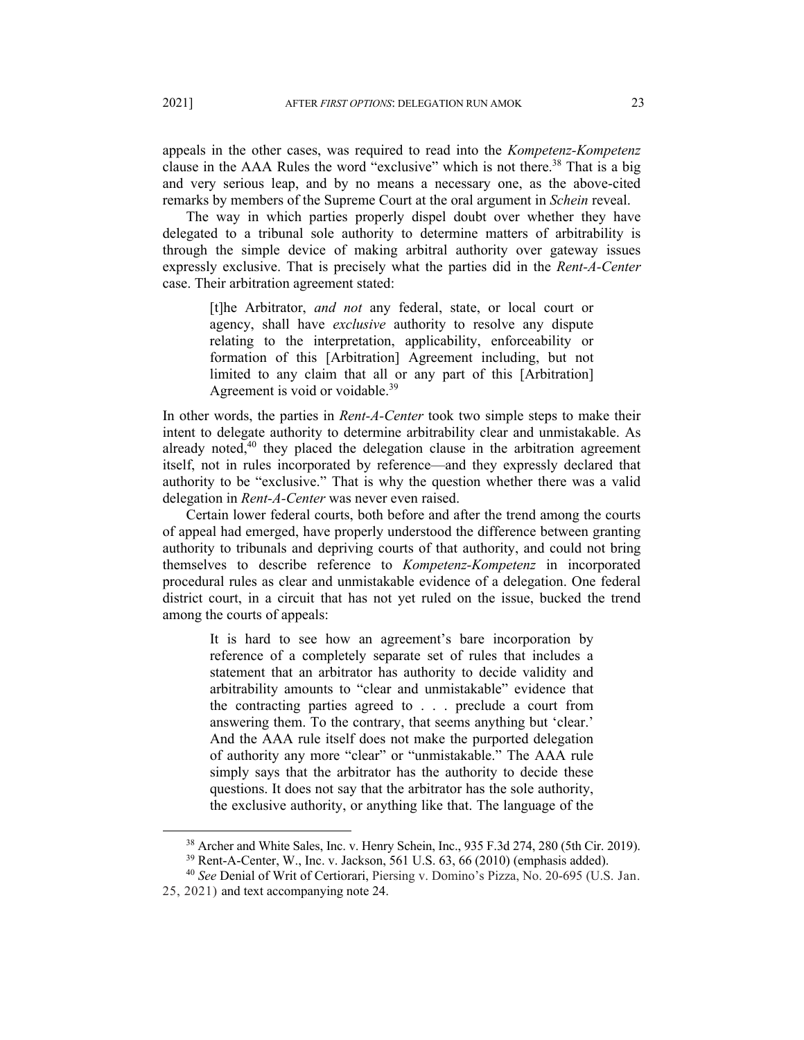appeals in the other cases, was required to read into the *Kompetenz-Kompetenz* clause in the AAA Rules the word "exclusive" which is not there.[38] That is a big and very serious leap, and by no means a necessary one, as the above-cited remarks by members of the Supreme Court at the oral argument in *Schein* reveal.

The way in which parties properly dispel doubt over whether they have delegated to a tribunal sole authority to determine matters of arbitrability is through the simple device of making arbitral authority over gateway issues expressly exclusive. That is precisely what the parties did in the *Rent-A-Center* case. Their arbitration agreement stated:

> [t]he Arbitrator, *and not* any federal, state, or local court or agency, shall have *exclusive* authority to resolve any dispute relating to the interpretation, applicability, enforceability or formation of this [Arbitration] Agreement including, but not limited to any claim that all or any part of this [Arbitration] Agreement is void or voidable.[39]

In other words, the parties in *Rent-A-Center* took two simple steps to make their intent to delegate authority to determine arbitrability clear and unmistakable. As already noted,[40] they placed the delegation clause in the arbitration agreement itself, not in rules incorporated by reference—and they expressly declared that authority to be "exclusive." That is why the question whether there was a valid delegation in *Rent-A-Center* was never even raised.

Certain lower federal courts, both before and after the trend among the courts of appeal had emerged, have properly understood the difference between granting authority to tribunals and depriving courts of that authority, and could not bring themselves to describe reference to *Kompetenz-Kompetenz* in incorporated procedural rules as clear and unmistakable evidence of a delegation. One federal district court, in a circuit that has not yet ruled on the issue, bucked the trend among the courts of appeals:

> It is hard to see how an agreement's bare incorporation by reference of a completely separate set of rules that includes a statement that an arbitrator has authority to decide validity and arbitrability amounts to "clear and unmistakable" evidence that the contracting parties agreed to . . . preclude a court from answering them. To the contrary, that seems anything but 'clear.' And the AAA rule itself does not make the purported delegation of authority any more "clear" or "unmistakable." The AAA rule simply says that the arbitrator has the authority to decide these questions. It does not say that the arbitrator has the sole authority, the exclusive authority, or anything like that. The language of the

---

[38] Archer and White Sales, Inc. v. Henry Schein, Inc., 935 F.3d 274, 280 (5th Cir. 2019).

[39] Rent-A-Center, W., Inc. v. Jackson, 561 U.S. 63, 66 (2010) (emphasis added).

[40] *See* Denial of Writ of Certiorari, Piersing v. Domino's Pizza, No. 20-695 (U.S. Jan. 25, 2021) and text accompanying note 24.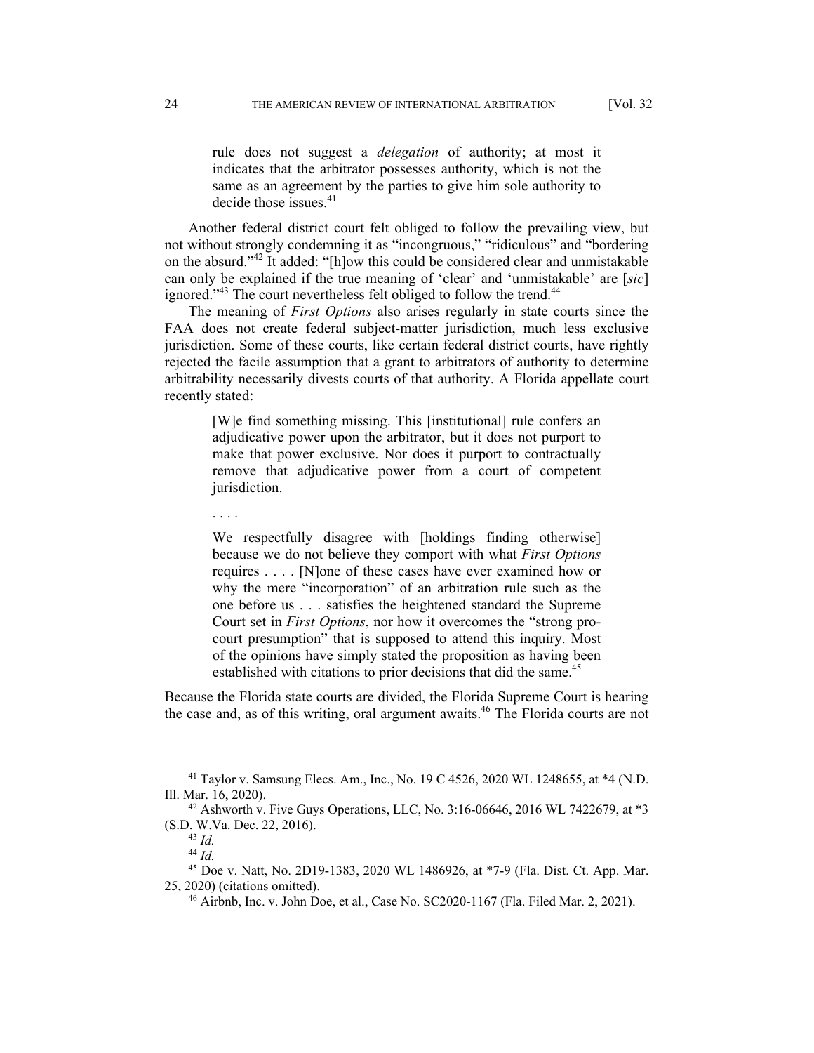> rule does not suggest a *delegation* of authority; at most it indicates that the arbitrator possesses authority, which is not the same as an agreement by the parties to give him sole authority to decide those issues.[41]

Another federal district court felt obliged to follow the prevailing view, but not without strongly condemning it as "incongruous," "ridiculous" and "bordering on the absurd."[42] It added: "[h]ow this could be considered clear and unmistakable can only be explained if the true meaning of 'clear' and 'unmistakable' are [*sic*] ignored."[43] The court nevertheless felt obliged to follow the trend.[44]

The meaning of *First Options* also arises regularly in state courts since the FAA does not create federal subject-matter jurisdiction, much less exclusive jurisdiction. Some of these courts, like certain federal district courts, have rightly rejected the facile assumption that a grant to arbitrators of authority to determine arbitrability necessarily divests courts of that authority. A Florida appellate court recently stated:

> [W]e find something missing. This [institutional] rule confers an adjudicative power upon the arbitrator, but it does not purport to make that power exclusive. Nor does it purport to contractually remove that adjudicative power from a court of competent jurisdiction.
>
> . . . .
>
> We respectfully disagree with [holdings finding otherwise] because we do not believe they comport with what *First Options* requires . . . . [N]one of these cases have ever examined how or why the mere "incorporation" of an arbitration rule such as the one before us . . . satisfies the heightened standard the Supreme Court set in *First Options*, nor how it overcomes the "strong pro-court presumption" that is supposed to attend this inquiry. Most of the opinions have simply stated the proposition as having been established with citations to prior decisions that did the same.[45]

Because the Florida state courts are divided, the Florida Supreme Court is hearing the case and, as of this writing, oral argument awaits.[46] The Florida courts are not

---

[41] Taylor v. Samsung Elecs. Am., Inc., No. 19 C 4526, 2020 WL 1248655, at *4 (N.D. Ill. Mar. 16, 2020).

[42] Ashworth v. Five Guys Operations, LLC, No. 3:16-06646, 2016 WL 7422679, at *3 (S.D. W.Va. Dec. 22, 2016).

[43] *Id.*

[44] *Id.*

[45] Doe v. Natt, No. 2D19-1383, 2020 WL 1486926, at *7-9 (Fla. Dist. Ct. App. Mar. 25, 2020) (citations omitted).

[46] Airbnb, Inc. v. John Doe, et al., Case No. SC2020-1167 (Fla. Filed Mar. 2, 2021).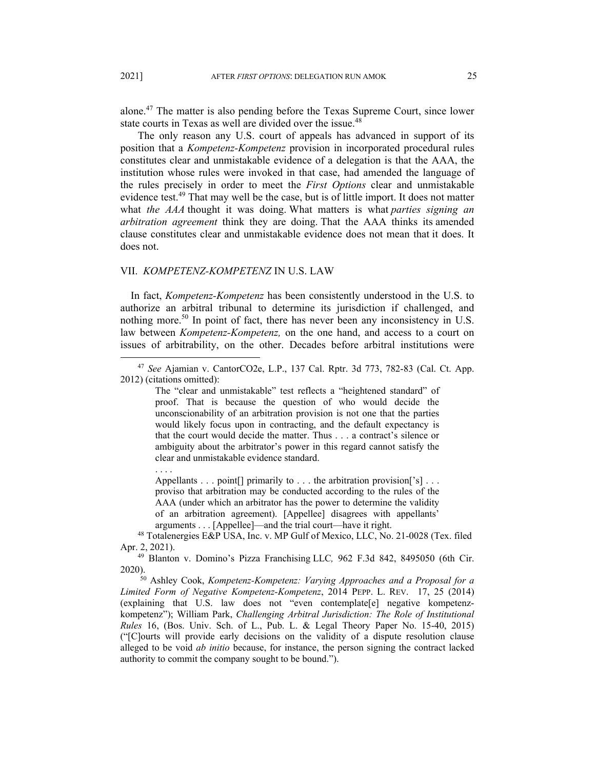alone.[47] The matter is also pending before the Texas Supreme Court, since lower state courts in Texas as well are divided over the issue.[48]

The only reason any U.S. court of appeals has advanced in support of its position that a *Kompetenz-Kompetenz* provision in incorporated procedural rules constitutes clear and unmistakable evidence of a delegation is that the AAA, the institution whose rules were invoked in that case, had amended the language of the rules precisely in order to meet the *First Options* clear and unmistakable evidence test.[49] That may well be the case, but is of little import. It does not matter what *the AAA* thought it was doing. What matters is what *parties signing an arbitration agreement* think they are doing. That the AAA thinks its amended clause constitutes clear and unmistakable evidence does not mean that it does. It does not.

## VII. *KOMPETENZ-KOMPETENZ* IN U.S. LAW

In fact, *Kompetenz-Kompetenz* has been consistently understood in the U.S. to authorize an arbitral tribunal to determine its jurisdiction if challenged, and nothing more.[50] In point of fact, there has never been any inconsistency in U.S. law between *Kompetenz-Kompetenz,* on the one hand, and access to a court on issues of arbitrability, on the other. Decades before arbitral institutions were

---

[47] *See* Ajamian v. CantorCO2e, L.P., 137 Cal. Rptr. 3d 773, 782-83 (Cal. Ct. App. 2012) (citations omitted):

> The "clear and unmistakable" test reflects a "heightened standard" of proof. That is because the question of who would decide the unconscionability of an arbitration provision is not one that the parties would likely focus upon in contracting, and the default expectancy is that the court would decide the matter. Thus . . . a contract's silence or ambiguity about the arbitrator's power in this regard cannot satisfy the clear and unmistakable evidence standard.
>
> . . . .
>
> Appellants . . . point[] primarily to . . . the arbitration provision['s] . . . proviso that arbitration may be conducted according to the rules of the AAA (under which an arbitrator has the power to determine the validity of an arbitration agreement). [Appellee] disagrees with appellants' arguments . . . [Appellee]—and the trial court—have it right.

[48] Totalenergies E&P USA, Inc. v. MP Gulf of Mexico, LLC, No. 21-0028 (Tex. filed Apr. 2, 2021).

[49] Blanton v. Domino's Pizza Franchising LLC*,* 962 F.3d 842, 8495050 (6th Cir. 2020).

[50] Ashley Cook, *Kompetenz-Kompetenz: Varying Approaches and a Proposal for a Limited Form of Negative Kompetenz-Kompetenz*, 2014 PEPP. L. REV. 17, 25 (2014) (explaining that U.S. law does not "even contemplate[e] negative kompetenz-kompetenz"); William Park, *Challenging Arbitral Jurisdiction: The Role of Institutional Rules* 16, (Bos. Univ. Sch. of L., Pub. L. & Legal Theory Paper No. 15-40, 2015) ("[C]ourts will provide early decisions on the validity of a dispute resolution clause alleged to be void *ab initio* because, for instance, the person signing the contract lacked authority to commit the company sought to be bound.").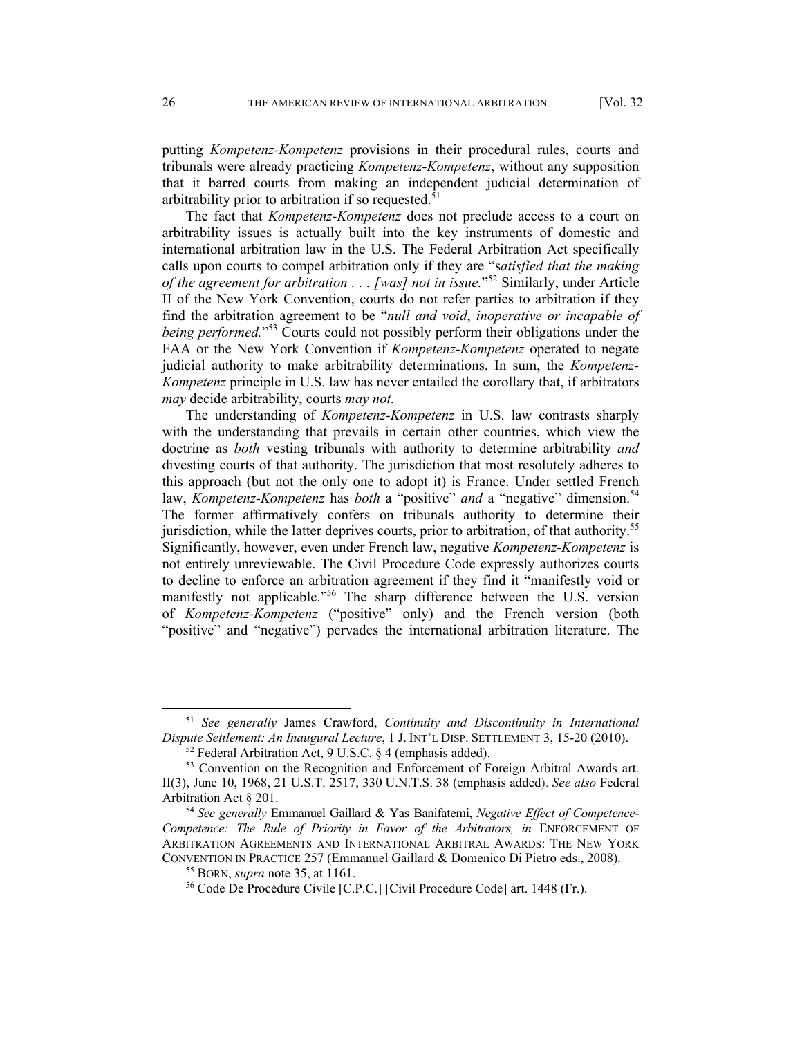putting *Kompetenz-Kompetenz* provisions in their procedural rules, courts and tribunals were already practicing *Kompetenz-Kompetenz*, without any supposition that it barred courts from making an independent judicial determination of arbitrability prior to arbitration if so requested.[51]

The fact that *Kompetenz-Kompetenz* does not preclude access to a court on arbitrability issues is actually built into the key instruments of domestic and international arbitration law in the U.S. The Federal Arbitration Act specifically calls upon courts to compel arbitration only if they are "*satisfied that the making of the agreement for arbitration . . . [was] not in issue.*"[52] Similarly, under Article II of the New York Convention, courts do not refer parties to arbitration if they find the arbitration agreement to be "*null and void*, *inoperative or incapable of being performed.*"[53] Courts could not possibly perform their obligations under the FAA or the New York Convention if *Kompetenz-Kompetenz* operated to negate judicial authority to make arbitrability determinations. In sum, the *Kompetenz-Kompetenz* principle in U.S. law has never entailed the corollary that, if arbitrators *may* decide arbitrability, courts *may not.*

The understanding of *Kompetenz-Kompetenz* in U.S. law contrasts sharply with the understanding that prevails in certain other countries, which view the doctrine as *both* vesting tribunals with authority to determine arbitrability *and* divesting courts of that authority. The jurisdiction that most resolutely adheres to this approach (but not the only one to adopt it) is France. Under settled French law, *Kompetenz-Kompetenz* has *both* a "positive" *and* a "negative" dimension.[54] The former affirmatively confers on tribunals authority to determine their jurisdiction, while the latter deprives courts, prior to arbitration, of that authority.[55] Significantly, however, even under French law, negative *Kompetenz-Kompetenz* is not entirely unreviewable. The Civil Procedure Code expressly authorizes courts to decline to enforce an arbitration agreement if they find it "manifestly void or manifestly not applicable."[56] The sharp difference between the U.S. version of *Kompetenz-Kompetenz* ("positive" only) and the French version (both "positive" and "negative") pervades the international arbitration literature. The

---

[51] *See generally* James Crawford, *Continuity and Discontinuity in International Dispute Settlement: An Inaugural Lecture*, 1 J. INT'L DISP. SETTLEMENT 3, 15-20 (2010).

[52] Federal Arbitration Act, 9 U.S.C. § 4 (emphasis added).

[53] Convention on the Recognition and Enforcement of Foreign Arbitral Awards art. II(3), June 10, 1968, 21 U.S.T. 2517, 330 U.N.T.S. 38 (emphasis added). *See also* Federal Arbitration Act § 201.

[54] *See generally* Emmanuel Gaillard & Yas Banifatemi, *Negative Effect of Competence-Competence: The Rule of Priority in Favor of the Arbitrators, in* ENFORCEMENT OF ARBITRATION AGREEMENTS AND INTERNATIONAL ARBITRAL AWARDS: THE NEW YORK CONVENTION IN PRACTICE 257 (Emmanuel Gaillard & Domenico Di Pietro eds., 2008).

[55] BORN, *supra* note 35, at 1161.

[56] Code De Procédure Civile [C.P.C.] [Civil Procedure Code] art. 1448 (Fr.).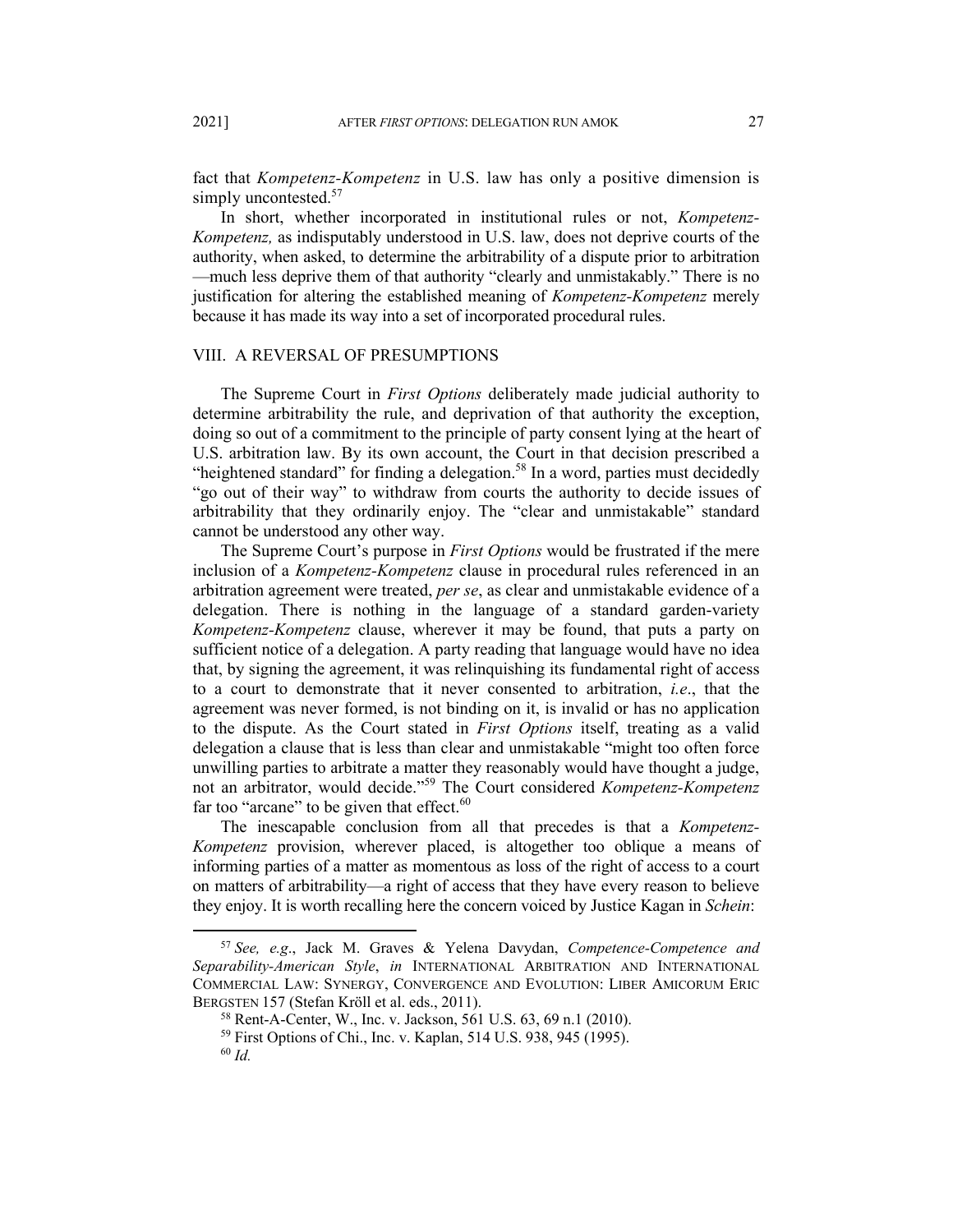fact that *Kompetenz-Kompetenz* in U.S. law has only a positive dimension is simply uncontested.[57]

In short, whether incorporated in institutional rules or not, *Kompetenz-Kompetenz,* as indisputably understood in U.S. law, does not deprive courts of the authority, when asked, to determine the arbitrability of a dispute prior to arbitration —much less deprive them of that authority "clearly and unmistakably." There is no justification for altering the established meaning of *Kompetenz-Kompetenz* merely because it has made its way into a set of incorporated procedural rules.

## VIII. A REVERSAL OF PRESUMPTIONS

The Supreme Court in *First Options* deliberately made judicial authority to determine arbitrability the rule, and deprivation of that authority the exception, doing so out of a commitment to the principle of party consent lying at the heart of U.S. arbitration law. By its own account, the Court in that decision prescribed a "heightened standard" for finding a delegation.[58] In a word, parties must decidedly "go out of their way" to withdraw from courts the authority to decide issues of arbitrability that they ordinarily enjoy. The "clear and unmistakable" standard cannot be understood any other way.

The Supreme Court's purpose in *First Options* would be frustrated if the mere inclusion of a *Kompetenz-Kompetenz* clause in procedural rules referenced in an arbitration agreement were treated, *per se*, as clear and unmistakable evidence of a delegation. There is nothing in the language of a standard garden-variety *Kompetenz-Kompetenz* clause, wherever it may be found, that puts a party on sufficient notice of a delegation. A party reading that language would have no idea that, by signing the agreement, it was relinquishing its fundamental right of access to a court to demonstrate that it never consented to arbitration, *i.e*., that the agreement was never formed, is not binding on it, is invalid or has no application to the dispute. As the Court stated in *First Options* itself, treating as a valid delegation a clause that is less than clear and unmistakable "might too often force unwilling parties to arbitrate a matter they reasonably would have thought a judge, not an arbitrator, would decide."[59] The Court considered *Kompetenz-Kompetenz* far too "arcane" to be given that effect.[60]

The inescapable conclusion from all that precedes is that a *Kompetenz-Kompetenz* provision, wherever placed, is altogether too oblique a means of informing parties of a matter as momentous as loss of the right of access to a court on matters of arbitrability—a right of access that they have every reason to believe they enjoy. It is worth recalling here the concern voiced by Justice Kagan in *Schein*:

---

[57] *See, e.g*., Jack M. Graves & Yelena Davydan, *Competence-Competence and Separability-American Style*, *in* INTERNATIONAL ARBITRATION AND INTERNATIONAL COMMERCIAL LAW: SYNERGY, CONVERGENCE AND EVOLUTION: LIBER AMICORUM ERIC BERGSTEN 157 (Stefan Kröll et al. eds., 2011).

[58] Rent-A-Center, W., Inc. v. Jackson, 561 U.S. 63, 69 n.1 (2010).

[59] First Options of Chi., Inc. v. Kaplan, 514 U.S. 938, 945 (1995).

[60] *Id.*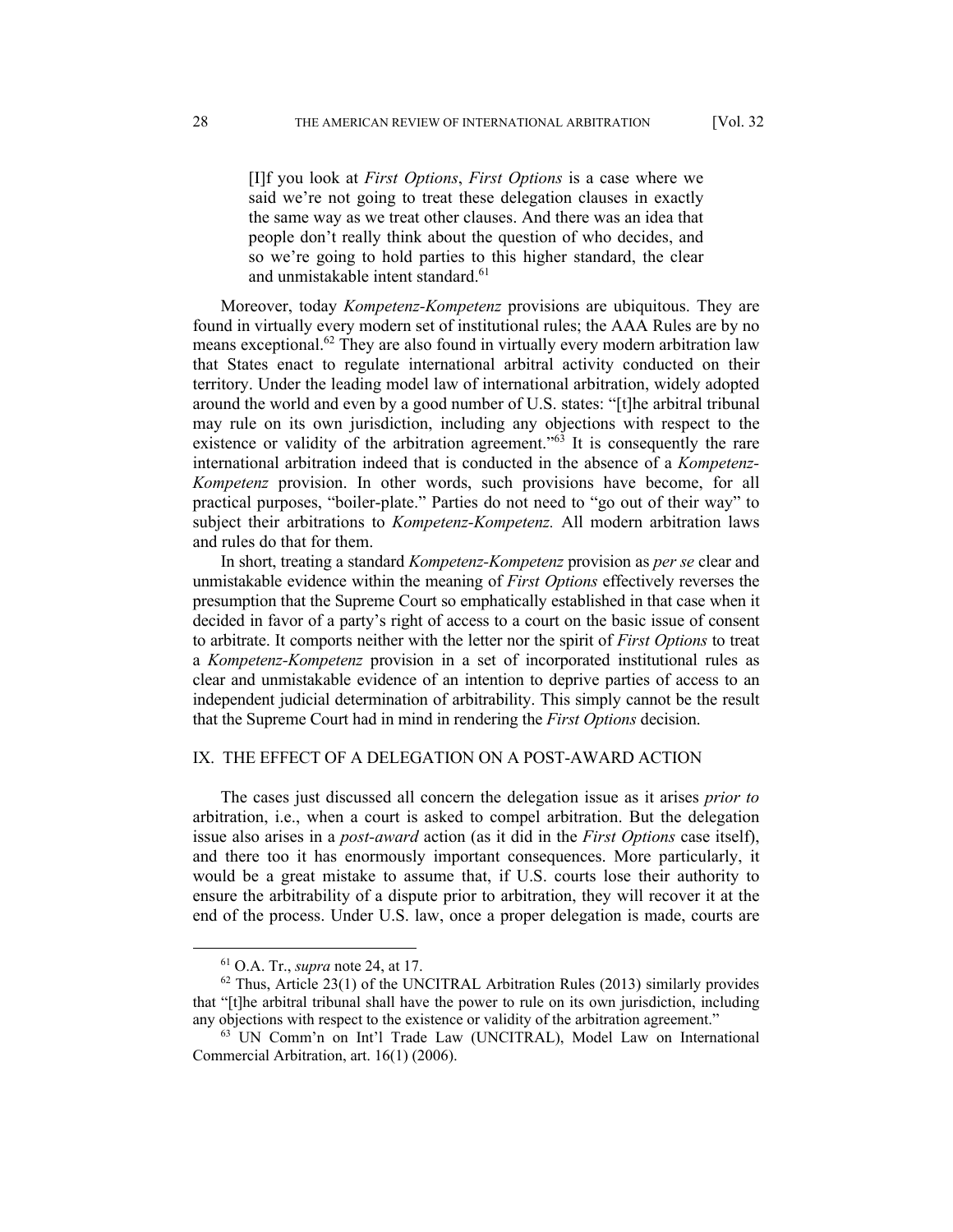> [I]f you look at *First Options*, *First Options* is a case where we said we're not going to treat these delegation clauses in exactly the same way as we treat other clauses. And there was an idea that people don't really think about the question of who decides, and so we're going to hold parties to this higher standard, the clear and unmistakable intent standard.[61]

Moreover, today *Kompetenz-Kompetenz* provisions are ubiquitous. They are found in virtually every modern set of institutional rules; the AAA Rules are by no means exceptional.[62] They are also found in virtually every modern arbitration law that States enact to regulate international arbitral activity conducted on their territory. Under the leading model law of international arbitration, widely adopted around the world and even by a good number of U.S. states: "[t]he arbitral tribunal may rule on its own jurisdiction, including any objections with respect to the existence or validity of the arbitration agreement."[63] It is consequently the rare international arbitration indeed that is conducted in the absence of a *Kompetenz-Kompetenz* provision. In other words, such provisions have become, for all practical purposes, "boiler-plate." Parties do not need to "go out of their way" to subject their arbitrations to *Kompetenz-Kompetenz.* All modern arbitration laws and rules do that for them.

In short, treating a standard *Kompetenz-Kompetenz* provision as *per se* clear and unmistakable evidence within the meaning of *First Options* effectively reverses the presumption that the Supreme Court so emphatically established in that case when it decided in favor of a party's right of access to a court on the basic issue of consent to arbitrate. It comports neither with the letter nor the spirit of *First Options* to treat a *Kompetenz-Kompetenz* provision in a set of incorporated institutional rules as clear and unmistakable evidence of an intention to deprive parties of access to an independent judicial determination of arbitrability. This simply cannot be the result that the Supreme Court had in mind in rendering the *First Options* decision.

## IX. THE EFFECT OF A DELEGATION ON A POST-AWARD ACTION

The cases just discussed all concern the delegation issue as it arises *prior to* arbitration, i.e., when a court is asked to compel arbitration. But the delegation issue also arises in a *post-award* action (as it did in the *First Options* case itself), and there too it has enormously important consequences. More particularly, it would be a great mistake to assume that, if U.S. courts lose their authority to ensure the arbitrability of a dispute prior to arbitration, they will recover it at the end of the process. Under U.S. law, once a proper delegation is made, courts are

---

[61] O.A. Tr., *supra* note 24, at 17.

[62] Thus, Article 23(1) of the UNCITRAL Arbitration Rules (2013) similarly provides that "[t]he arbitral tribunal shall have the power to rule on its own jurisdiction, including any objections with respect to the existence or validity of the arbitration agreement."

[63] UN Comm'n on Int'l Trade Law (UNCITRAL), Model Law on International Commercial Arbitration, art. 16(1) (2006).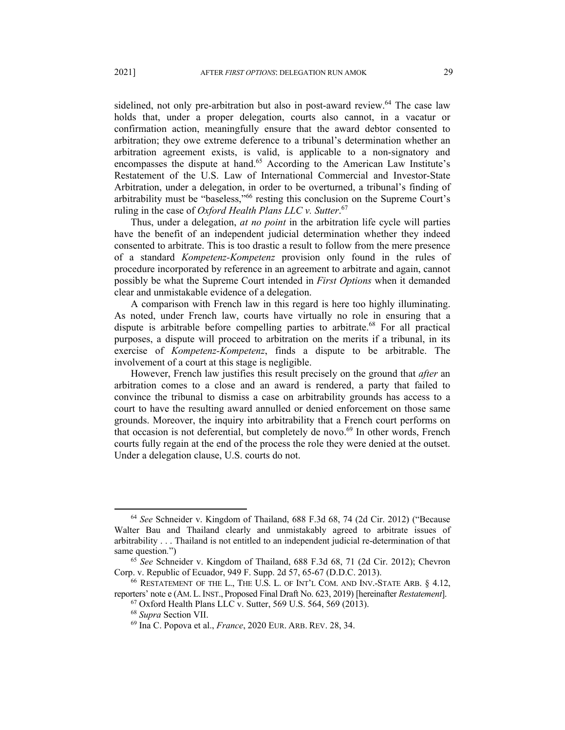sidelined, not only pre-arbitration but also in post-award review.[64] The case law holds that, under a proper delegation, courts also cannot, in a vacatur or confirmation action, meaningfully ensure that the award debtor consented to arbitration; they owe extreme deference to a tribunal's determination whether an arbitration agreement exists, is valid, is applicable to a non-signatory and encompasses the dispute at hand.[65] According to the American Law Institute's Restatement of the U.S. Law of International Commercial and Investor-State Arbitration, under a delegation, in order to be overturned, a tribunal's finding of arbitrability must be "baseless,"[66] resting this conclusion on the Supreme Court's ruling in the case of *Oxford Health Plans LLC v. Sutter*.[67]

Thus, under a delegation, *at no point* in the arbitration life cycle will parties have the benefit of an independent judicial determination whether they indeed consented to arbitrate. This is too drastic a result to follow from the mere presence of a standard *Kompetenz-Kompetenz* provision only found in the rules of procedure incorporated by reference in an agreement to arbitrate and again, cannot possibly be what the Supreme Court intended in *First Options* when it demanded clear and unmistakable evidence of a delegation.

A comparison with French law in this regard is here too highly illuminating. As noted, under French law, courts have virtually no role in ensuring that a dispute is arbitrable before compelling parties to arbitrate.[68] For all practical purposes, a dispute will proceed to arbitration on the merits if a tribunal, in its exercise of *Kompetenz-Kompetenz*, finds a dispute to be arbitrable. The involvement of a court at this stage is negligible.

However, French law justifies this result precisely on the ground that *after* an arbitration comes to a close and an award is rendered, a party that failed to convince the tribunal to dismiss a case on arbitrability grounds has access to a court to have the resulting award annulled or denied enforcement on those same grounds. Moreover, the inquiry into arbitrability that a French court performs on that occasion is not deferential, but completely de novo.[69] In other words, French courts fully regain at the end of the process the role they were denied at the outset. Under a delegation clause, U.S. courts do not.

---

[64] *See* Schneider v. Kingdom of Thailand, 688 F.3d 68, 74 (2d Cir. 2012) ("Because Walter Bau and Thailand clearly and unmistakably agreed to arbitrate issues of arbitrability . . . Thailand is not entitled to an independent judicial re-determination of that same question.")

[65] *See* Schneider v. Kingdom of Thailand, 688 F.3d 68, 71 (2d Cir. 2012); Chevron Corp. v. Republic of Ecuador, 949 F. Supp. 2d 57, 65-67 (D.D.C. 2013).

[66] RESTATEMENT OF THE L., THE U.S. L. OF INT'L COM. AND INV.-STATE ARB. § 4.12, reporters' note e (AM. L. INST., Proposed Final Draft No. 623, 2019) [hereinafter *Restatement*].

[67] Oxford Health Plans LLC v. Sutter, 569 U.S. 564, 569 (2013).

[68] *Supra* Section VII.

[69] Ina C. Popova et al., *France*, 2020 EUR. ARB. REV. 28, 34.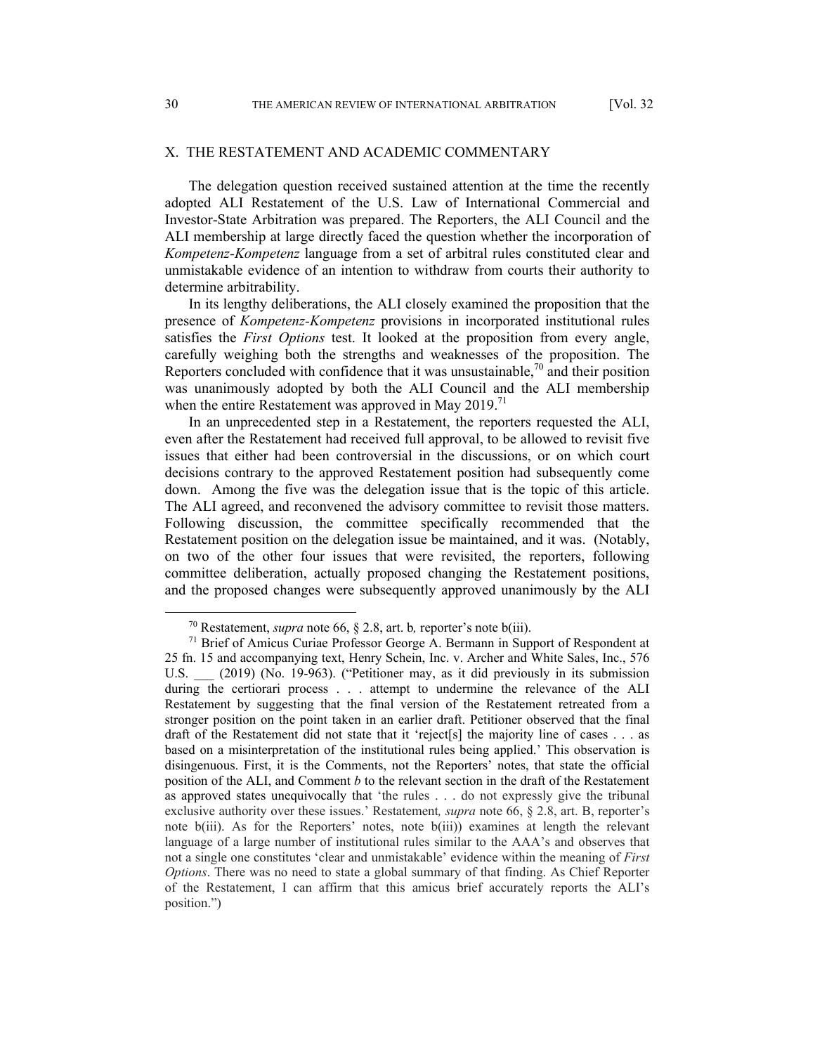## X. THE RESTATEMENT AND ACADEMIC COMMENTARY

The delegation question received sustained attention at the time the recently adopted ALI Restatement of the U.S. Law of International Commercial and Investor-State Arbitration was prepared. The Reporters, the ALI Council and the ALI membership at large directly faced the question whether the incorporation of *Kompetenz-Kompetenz* language from a set of arbitral rules constituted clear and unmistakable evidence of an intention to withdraw from courts their authority to determine arbitrability.

In its lengthy deliberations, the ALI closely examined the proposition that the presence of *Kompetenz-Kompetenz* provisions in incorporated institutional rules satisfies the *First Options* test. It looked at the proposition from every angle, carefully weighing both the strengths and weaknesses of the proposition. The Reporters concluded with confidence that it was unsustainable,[70] and their position was unanimously adopted by both the ALI Council and the ALI membership when the entire Restatement was approved in May 2019.[71]

In an unprecedented step in a Restatement, the reporters requested the ALI, even after the Restatement had received full approval, to be allowed to revisit five issues that either had been controversial in the discussions, or on which court decisions contrary to the approved Restatement position had subsequently come down. Among the five was the delegation issue that is the topic of this article. The ALI agreed, and reconvened the advisory committee to revisit those matters. Following discussion, the committee specifically recommended that the Restatement position on the delegation issue be maintained, and it was. (Notably, on two of the other four issues that were revisited, the reporters, following committee deliberation, actually proposed changing the Restatement positions, and the proposed changes were subsequently approved unanimously by the ALI

---

[70] Restatement, *supra* note 66, § 2.8, art. b*,* reporter's note b(iii).

[71] Brief of Amicus Curiae Professor George A. Bermann in Support of Respondent at 25 fn. 15 and accompanying text, Henry Schein, Inc. v. Archer and White Sales, Inc., 576 U.S. ___ (2019) (No. 19-963). ("Petitioner may, as it did previously in its submission during the certiorari process . . . attempt to undermine the relevance of the ALI Restatement by suggesting that the final version of the Restatement retreated from a stronger position on the point taken in an earlier draft. Petitioner observed that the final draft of the Restatement did not state that it 'reject[s] the majority line of cases . . . as based on a misinterpretation of the institutional rules being applied.' This observation is disingenuous. First, it is the Comments, not the Reporters' notes, that state the official position of the ALI, and Comment *b* to the relevant section in the draft of the Restatement as approved states unequivocally that 'the rules . . . do not expressly give the tribunal exclusive authority over these issues.' Restatement*, supra* note 66, § 2.8, art. B, reporter's note b(iii). As for the Reporters' notes, note b(iii)) examines at length the relevant language of a large number of institutional rules similar to the AAA's and observes that not a single one constitutes 'clear and unmistakable' evidence within the meaning of *First Options*. There was no need to state a global summary of that finding. As Chief Reporter of the Restatement, I can affirm that this amicus brief accurately reports the ALI's position.")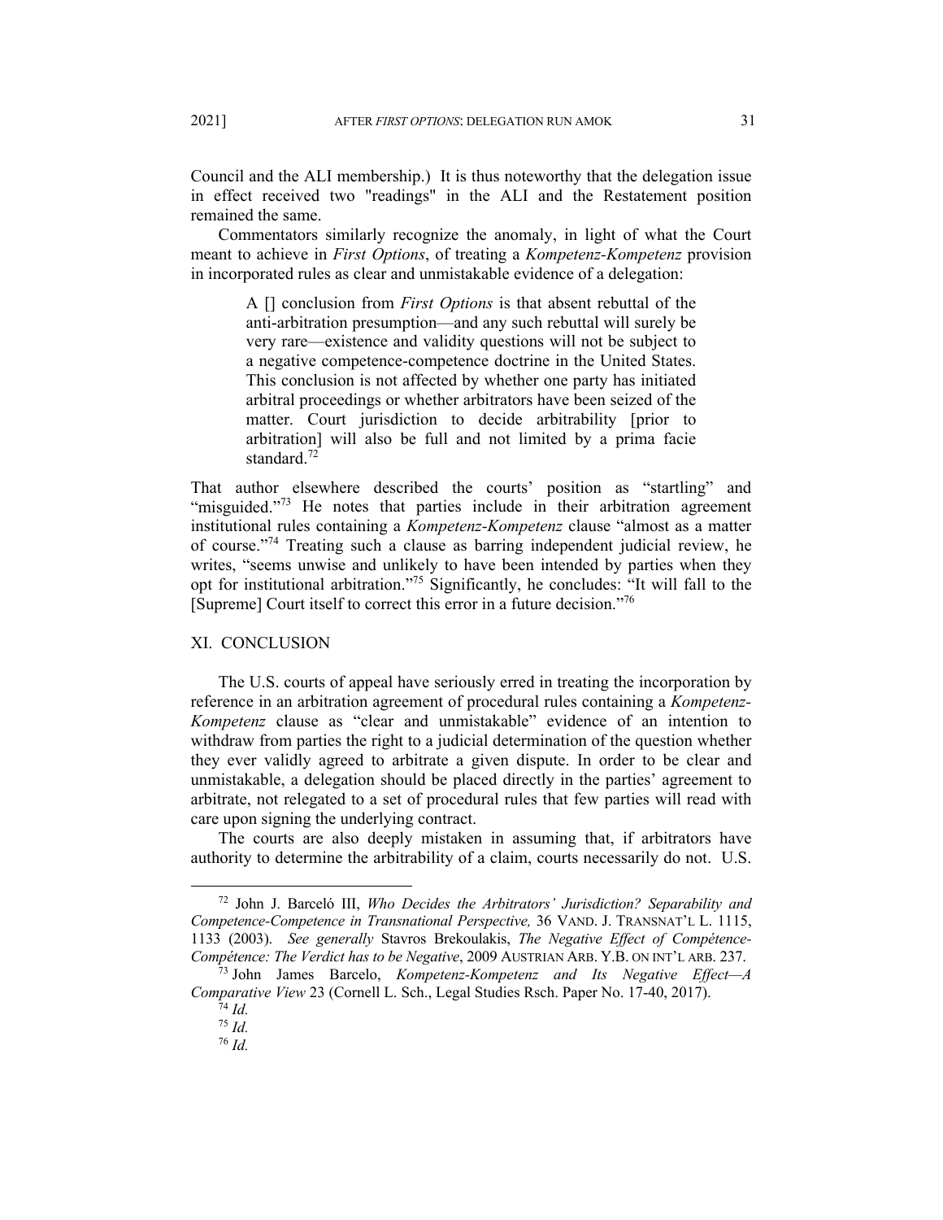Council and the ALI membership.) It is thus noteworthy that the delegation issue in effect received two "readings" in the ALI and the Restatement position remained the same.

Commentators similarly recognize the anomaly, in light of what the Court meant to achieve in *First Options*, of treating a *Kompetenz-Kompetenz* provision in incorporated rules as clear and unmistakable evidence of a delegation:

> A [] conclusion from *First Options* is that absent rebuttal of the anti-arbitration presumption—and any such rebuttal will surely be very rare—existence and validity questions will not be subject to a negative competence-competence doctrine in the United States. This conclusion is not affected by whether one party has initiated arbitral proceedings or whether arbitrators have been seized of the matter. Court jurisdiction to decide arbitrability [prior to arbitration] will also be full and not limited by a prima facie standard.[72]

That author elsewhere described the courts' position as "startling" and "misguided."[73] He notes that parties include in their arbitration agreement institutional rules containing a *Kompetenz-Kompetenz* clause "almost as a matter of course."[74] Treating such a clause as barring independent judicial review, he writes, "seems unwise and unlikely to have been intended by parties when they opt for institutional arbitration."[75] Significantly, he concludes: "It will fall to the [Supreme] Court itself to correct this error in a future decision."[76]

## XI. CONCLUSION

The U.S. courts of appeal have seriously erred in treating the incorporation by reference in an arbitration agreement of procedural rules containing a *Kompetenz-Kompetenz* clause as "clear and unmistakable" evidence of an intention to withdraw from parties the right to a judicial determination of the question whether they ever validly agreed to arbitrate a given dispute. In order to be clear and unmistakable, a delegation should be placed directly in the parties' agreement to arbitrate, not relegated to a set of procedural rules that few parties will read with care upon signing the underlying contract.

The courts are also deeply mistaken in assuming that, if arbitrators have authority to determine the arbitrability of a claim, courts necessarily do not. U.S.

---

[72] John J. Barceló III, *Who Decides the Arbitrators' Jurisdiction? Separability and Competence-Competence in Transnational Perspective,* 36 VAND. J. TRANSNAT'L L. 1115, 1133 (2003). *See generally* Stavros Brekoulakis, *The Negative Effect of Compétence-Compétence: The Verdict has to be Negative*, 2009 AUSTRIAN ARB. Y.B. ON INT'L ARB. 237.

[73] John James Barcelo, *Kompetenz-Kompetenz and Its Negative Effect—A Comparative View* 23 (Cornell L. Sch., Legal Studies Rsch. Paper No. 17-40, 2017).

[74] *Id.*

[75] *Id.*

[76] *Id.*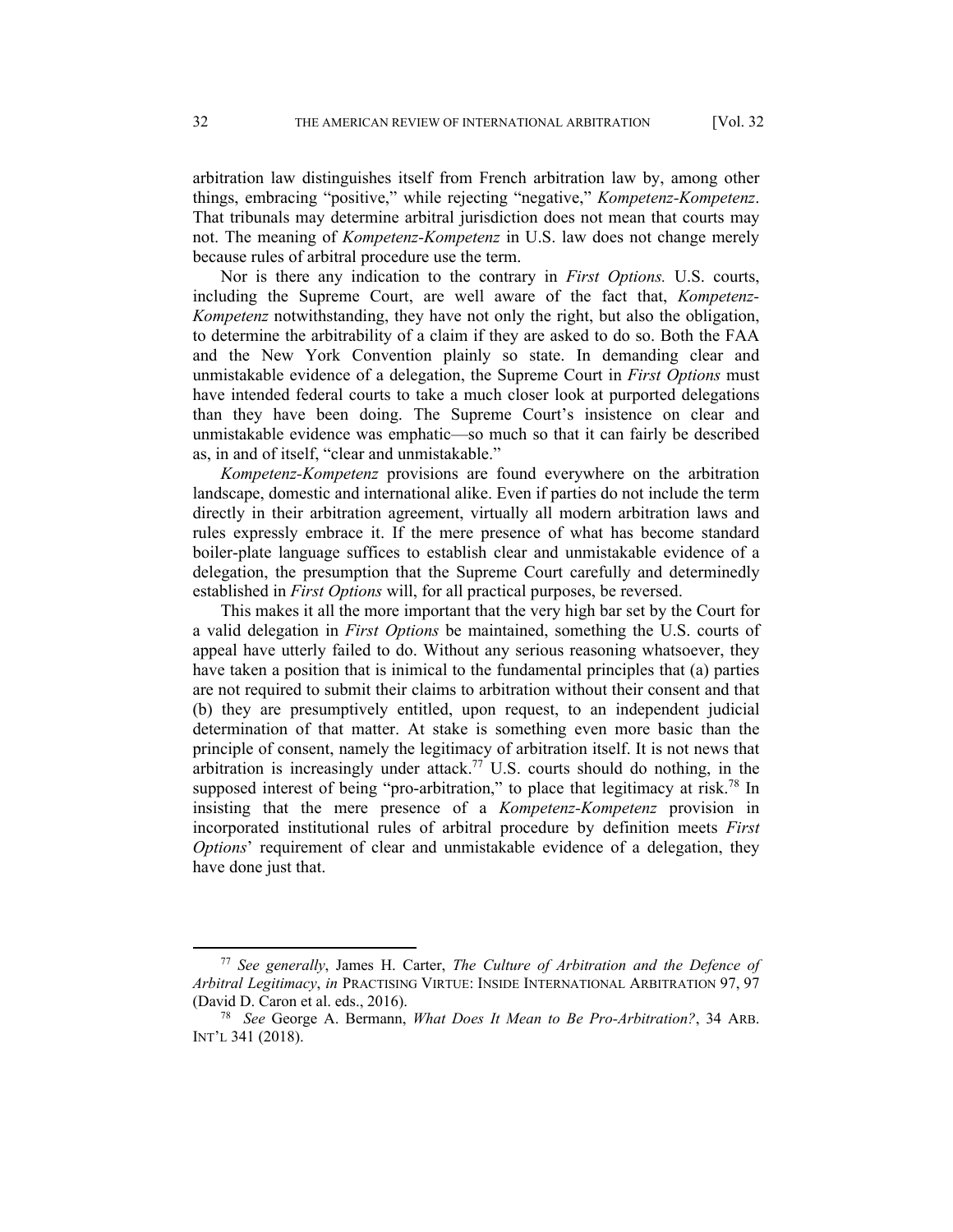arbitration law distinguishes itself from French arbitration law by, among other things, embracing "positive," while rejecting "negative," *Kompetenz-Kompetenz*. That tribunals may determine arbitral jurisdiction does not mean that courts may not. The meaning of *Kompetenz-Kompetenz* in U.S. law does not change merely because rules of arbitral procedure use the term.

Nor is there any indication to the contrary in *First Options.* U.S. courts, including the Supreme Court, are well aware of the fact that, *Kompetenz-Kompetenz* notwithstanding, they have not only the right, but also the obligation, to determine the arbitrability of a claim if they are asked to do so. Both the FAA and the New York Convention plainly so state. In demanding clear and unmistakable evidence of a delegation, the Supreme Court in *First Options* must have intended federal courts to take a much closer look at purported delegations than they have been doing. The Supreme Court's insistence on clear and unmistakable evidence was emphatic—so much so that it can fairly be described as, in and of itself, "clear and unmistakable."

*Kompetenz-Kompetenz* provisions are found everywhere on the arbitration landscape, domestic and international alike. Even if parties do not include the term directly in their arbitration agreement, virtually all modern arbitration laws and rules expressly embrace it. If the mere presence of what has become standard boiler-plate language suffices to establish clear and unmistakable evidence of a delegation, the presumption that the Supreme Court carefully and determinedly established in *First Options* will, for all practical purposes, be reversed.

This makes it all the more important that the very high bar set by the Court for a valid delegation in *First Options* be maintained, something the U.S. courts of appeal have utterly failed to do. Without any serious reasoning whatsoever, they have taken a position that is inimical to the fundamental principles that (a) parties are not required to submit their claims to arbitration without their consent and that (b) they are presumptively entitled, upon request, to an independent judicial determination of that matter. At stake is something even more basic than the principle of consent, namely the legitimacy of arbitration itself. It is not news that arbitration is increasingly under attack.[77] U.S. courts should do nothing, in the supposed interest of being "pro-arbitration," to place that legitimacy at risk.[78] In insisting that the mere presence of a *Kompetenz-Kompetenz* provision in incorporated institutional rules of arbitral procedure by definition meets *First Options*' requirement of clear and unmistakable evidence of a delegation, they have done just that.

---

[77] *See generally*, James H. Carter, *The Culture of Arbitration and the Defence of Arbitral Legitimacy*, *in* PRACTISING VIRTUE: INSIDE INTERNATIONAL ARBITRATION 97, 97 (David D. Caron et al. eds., 2016).

[78] *See* George A. Bermann, *What Does It Mean to Be Pro-Arbitration?*, 34 ARB. INT'L 341 (2018).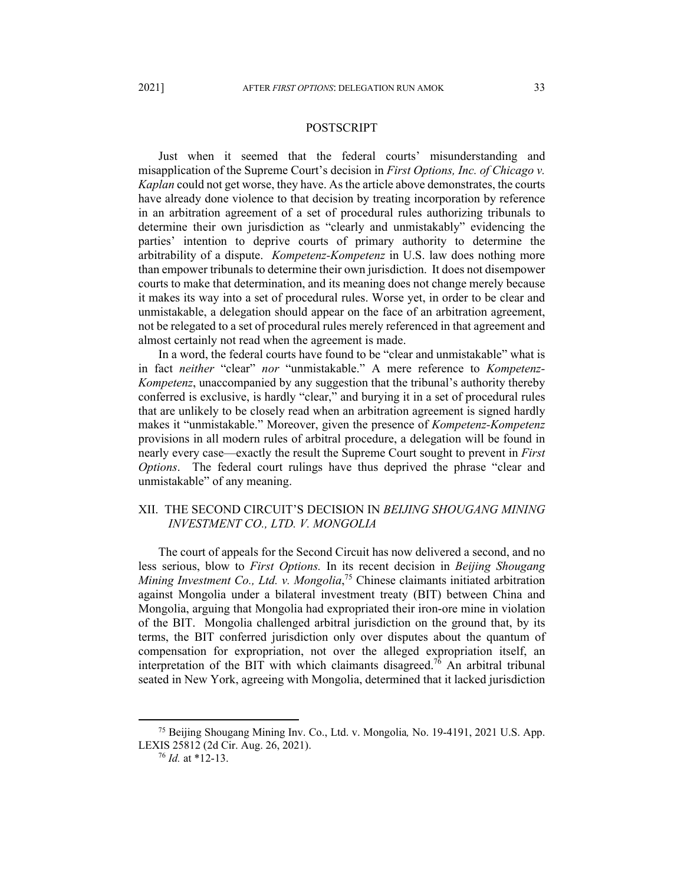## POSTSCRIPT

Just when it seemed that the federal courts' misunderstanding and misapplication of the Supreme Court's decision in *First Options, Inc. of Chicago v. Kaplan* could not get worse, they have. As the article above demonstrates, the courts have already done violence to that decision by treating incorporation by reference in an arbitration agreement of a set of procedural rules authorizing tribunals to determine their own jurisdiction as "clearly and unmistakably" evidencing the parties' intention to deprive courts of primary authority to determine the arbitrability of a dispute. *Kompetenz-Kompetenz* in U.S. law does nothing more than empower tribunals to determine their own jurisdiction. It does not disempower courts to make that determination, and its meaning does not change merely because it makes its way into a set of procedural rules. Worse yet, in order to be clear and unmistakable, a delegation should appear on the face of an arbitration agreement, not be relegated to a set of procedural rules merely referenced in that agreement and almost certainly not read when the agreement is made.

In a word, the federal courts have found to be "clear and unmistakable" what is in fact *neither* "clear" *nor* "unmistakable." A mere reference to *Kompetenz-Kompetenz*, unaccompanied by any suggestion that the tribunal's authority thereby conferred is exclusive, is hardly "clear," and burying it in a set of procedural rules that are unlikely to be closely read when an arbitration agreement is signed hardly makes it "unmistakable." Moreover, given the presence of *Kompetenz-Kompetenz* provisions in all modern rules of arbitral procedure, a delegation will be found in nearly every case—exactly the result the Supreme Court sought to prevent in *First Options*. The federal court rulings have thus deprived the phrase "clear and unmistakable" of any meaning.

## XII. THE SECOND CIRCUIT'S DECISION IN *BEIJING SHOUGANG MINING INVESTMENT CO., LTD. V. MONGOLIA*

The court of appeals for the Second Circuit has now delivered a second, and no less serious, blow to *First Options.* In its recent decision in *Beijing Shougang Mining Investment Co., Ltd. v. Mongolia*,[75] Chinese claimants initiated arbitration against Mongolia under a bilateral investment treaty (BIT) between China and Mongolia, arguing that Mongolia had expropriated their iron-ore mine in violation of the BIT. Mongolia challenged arbitral jurisdiction on the ground that, by its terms, the BIT conferred jurisdiction only over disputes about the quantum of compensation for expropriation, not over the alleged expropriation itself, an interpretation of the BIT with which claimants disagreed.[76] An arbitral tribunal seated in New York, agreeing with Mongolia, determined that it lacked jurisdiction

[75] Beijing Shougang Mining Inv. Co., Ltd. v. Mongolia*,* No. 19-4191, 2021 U.S. App. LEXIS 25812 (2d Cir. Aug. 26, 2021).

[76] *Id.* at *12-13.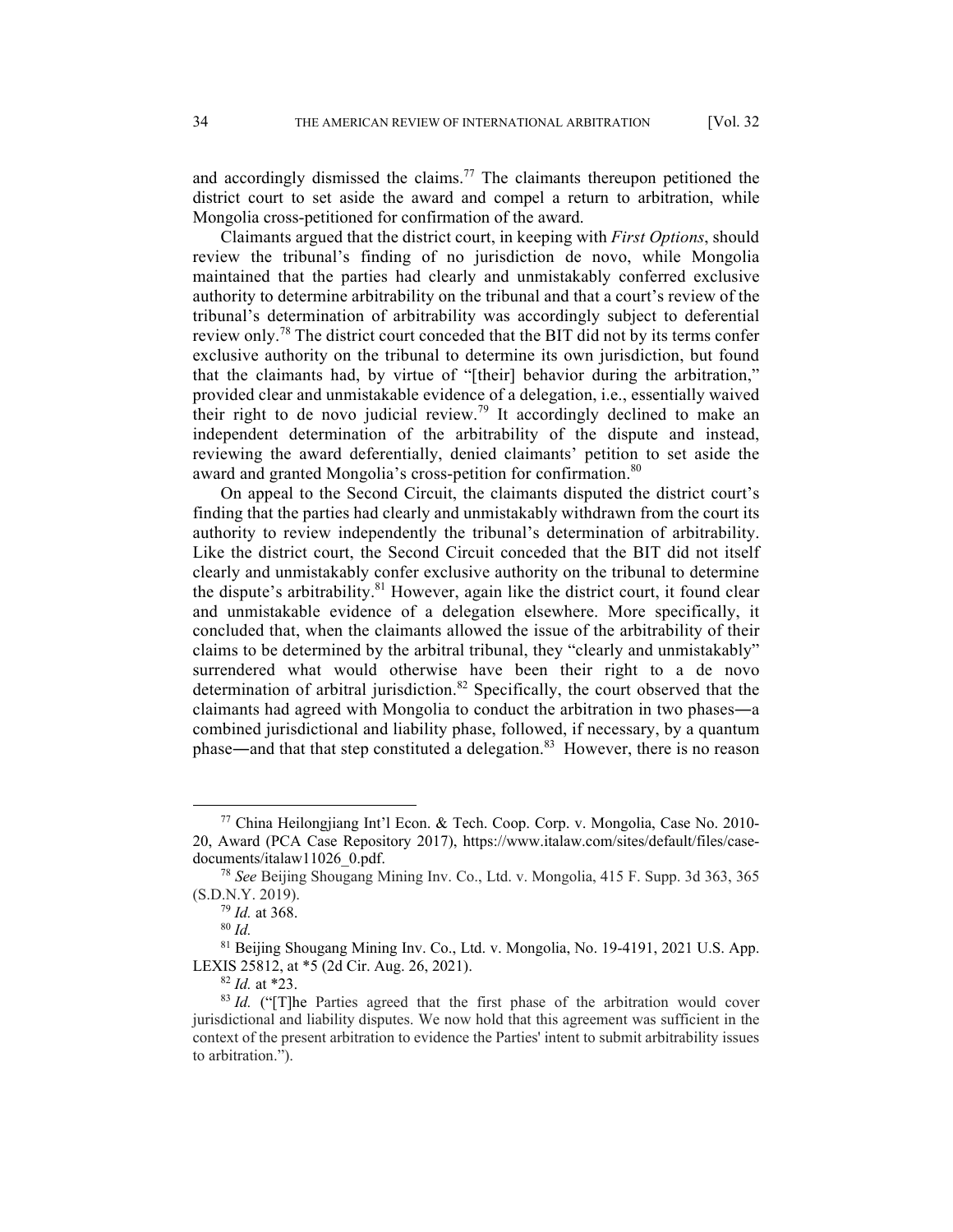and accordingly dismissed the claims.[77] The claimants thereupon petitioned the district court to set aside the award and compel a return to arbitration, while Mongolia cross-petitioned for confirmation of the award.

Claimants argued that the district court, in keeping with *First Options*, should review the tribunal's finding of no jurisdiction de novo, while Mongolia maintained that the parties had clearly and unmistakably conferred exclusive authority to determine arbitrability on the tribunal and that a court's review of the tribunal's determination of arbitrability was accordingly subject to deferential review only.[78] The district court conceded that the BIT did not by its terms confer exclusive authority on the tribunal to determine its own jurisdiction, but found that the claimants had, by virtue of "[their] behavior during the arbitration," provided clear and unmistakable evidence of a delegation, i.e., essentially waived their right to de novo judicial review.[79] It accordingly declined to make an independent determination of the arbitrability of the dispute and instead, reviewing the award deferentially, denied claimants' petition to set aside the award and granted Mongolia's cross-petition for confirmation.[80]

On appeal to the Second Circuit, the claimants disputed the district court's finding that the parties had clearly and unmistakably withdrawn from the court its authority to review independently the tribunal's determination of arbitrability. Like the district court, the Second Circuit conceded that the BIT did not itself clearly and unmistakably confer exclusive authority on the tribunal to determine the dispute's arbitrability.[81] However, again like the district court, it found clear and unmistakable evidence of a delegation elsewhere. More specifically, it concluded that, when the claimants allowed the issue of the arbitrability of their claims to be determined by the arbitral tribunal, they "clearly and unmistakably" surrendered what would otherwise have been their right to a de novo determination of arbitral jurisdiction.[82] Specifically, the court observed that the claimants had agreed with Mongolia to conduct the arbitration in two phases―a combined jurisdictional and liability phase, followed, if necessary, by a quantum phase―and that that step constituted a delegation.[83] However, there is no reason

---

[77] China Heilongjiang Int'l Econ. & Tech. Coop. Corp. v. Mongolia, Case No. 2010-20, Award (PCA Case Repository 2017), https://www.italaw.com/sites/default/files/case-documents/italaw11026_0.pdf.

[78] *See* Beijing Shougang Mining Inv. Co., Ltd. v. Mongolia, 415 F. Supp. 3d 363, 365 (S.D.N.Y. 2019).

[79] *Id.* at 368.

[80] *Id.*

[81] Beijing Shougang Mining Inv. Co., Ltd. v. Mongolia, No. 19-4191, 2021 U.S. App. LEXIS 25812, at *5 (2d Cir. Aug. 26, 2021).

[82] *Id.* at *23.

[83] *Id.* ("[T]he Parties agreed that the first phase of the arbitration would cover jurisdictional and liability disputes. We now hold that this agreement was sufficient in the context of the present arbitration to evidence the Parties' intent to submit arbitrability issues to arbitration.").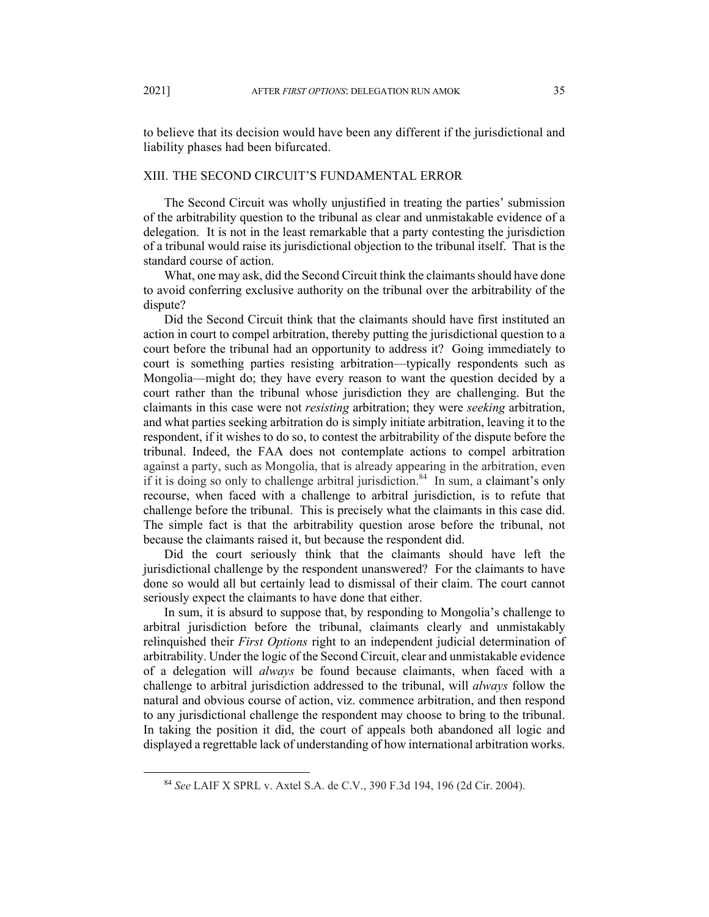to believe that its decision would have been any different if the jurisdictional and liability phases had been bifurcated.

## XIII. THE SECOND CIRCUIT'S FUNDAMENTAL ERROR

The Second Circuit was wholly unjustified in treating the parties' submission of the arbitrability question to the tribunal as clear and unmistakable evidence of a delegation. It is not in the least remarkable that a party contesting the jurisdiction of a tribunal would raise its jurisdictional objection to the tribunal itself. That is the standard course of action.

What, one may ask, did the Second Circuit think the claimants should have done to avoid conferring exclusive authority on the tribunal over the arbitrability of the dispute?

Did the Second Circuit think that the claimants should have first instituted an action in court to compel arbitration, thereby putting the jurisdictional question to a court before the tribunal had an opportunity to address it? Going immediately to court is something parties resisting arbitration—typically respondents such as Mongolia—might do; they have every reason to want the question decided by a court rather than the tribunal whose jurisdiction they are challenging. But the claimants in this case were not *resisting* arbitration; they were *seeking* arbitration, and what parties seeking arbitration do is simply initiate arbitration, leaving it to the respondent, if it wishes to do so, to contest the arbitrability of the dispute before the tribunal. Indeed, the FAA does not contemplate actions to compel arbitration against a party, such as Mongolia, that is already appearing in the arbitration, even if it is doing so only to challenge arbitral jurisdiction.[84] In sum, a claimant's only recourse, when faced with a challenge to arbitral jurisdiction, is to refute that challenge before the tribunal. This is precisely what the claimants in this case did. The simple fact is that the arbitrability question arose before the tribunal, not because the claimants raised it, but because the respondent did.

Did the court seriously think that the claimants should have left the jurisdictional challenge by the respondent unanswered? For the claimants to have done so would all but certainly lead to dismissal of their claim. The court cannot seriously expect the claimants to have done that either.

In sum, it is absurd to suppose that, by responding to Mongolia's challenge to arbitral jurisdiction before the tribunal, claimants clearly and unmistakably relinquished their *First Options* right to an independent judicial determination of arbitrability. Under the logic of the Second Circuit, clear and unmistakable evidence of a delegation will *always* be found because claimants, when faced with a challenge to arbitral jurisdiction addressed to the tribunal, will *always* follow the natural and obvious course of action, viz. commence arbitration, and then respond to any jurisdictional challenge the respondent may choose to bring to the tribunal. In taking the position it did, the court of appeals both abandoned all logic and displayed a regrettable lack of understanding of how international arbitration works.

[84] *See* LAIF X SPRL v. Axtel S.A. de C.V., 390 F.3d 194, 196 (2d Cir. 2004).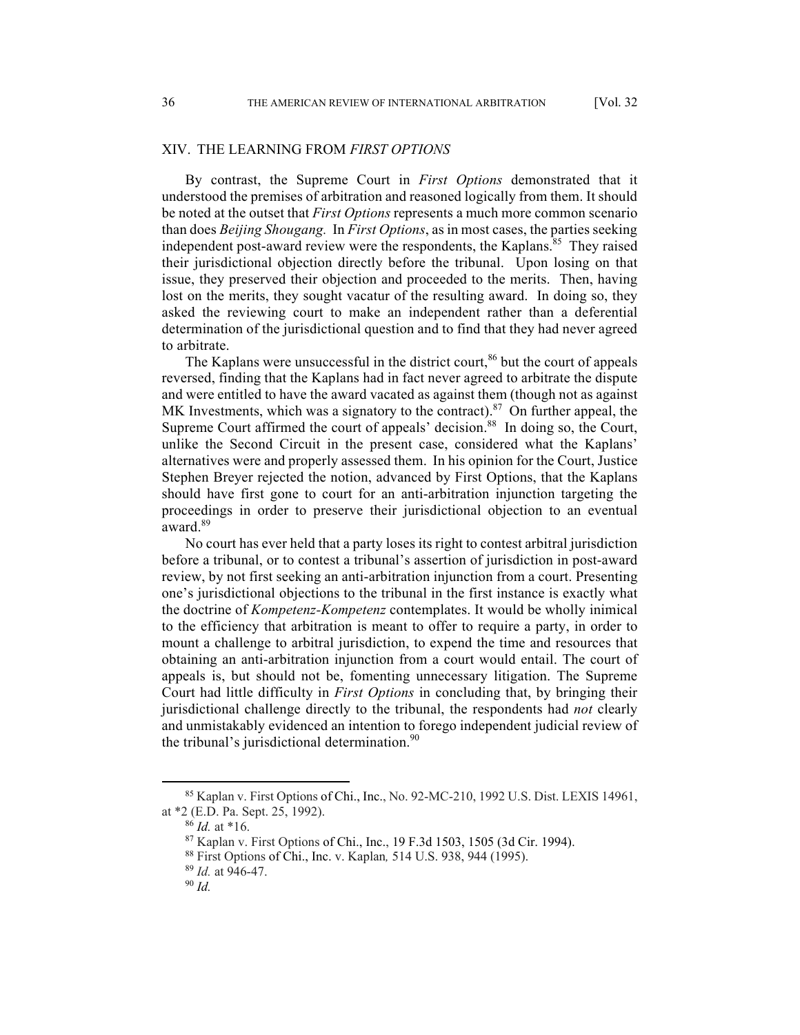## XIV. THE LEARNING FROM *FIRST OPTIONS*

By contrast, the Supreme Court in *First Options* demonstrated that it understood the premises of arbitration and reasoned logically from them. It should be noted at the outset that *First Options* represents a much more common scenario than does *Beijing Shougang.* In *First Options*, as in most cases, the parties seeking independent post-award review were the respondents, the Kaplans.[85] They raised their jurisdictional objection directly before the tribunal. Upon losing on that issue, they preserved their objection and proceeded to the merits. Then, having lost on the merits, they sought vacatur of the resulting award. In doing so, they asked the reviewing court to make an independent rather than a deferential determination of the jurisdictional question and to find that they had never agreed to arbitrate.

The Kaplans were unsuccessful in the district court,[86] but the court of appeals reversed, finding that the Kaplans had in fact never agreed to arbitrate the dispute and were entitled to have the award vacated as against them (though not as against MK Investments, which was a signatory to the contract).[87] On further appeal, the Supreme Court affirmed the court of appeals' decision.[88] In doing so, the Court, unlike the Second Circuit in the present case, considered what the Kaplans' alternatives were and properly assessed them. In his opinion for the Court, Justice Stephen Breyer rejected the notion, advanced by First Options, that the Kaplans should have first gone to court for an anti-arbitration injunction targeting the proceedings in order to preserve their jurisdictional objection to an eventual award.[89]

No court has ever held that a party loses its right to contest arbitral jurisdiction before a tribunal, or to contest a tribunal's assertion of jurisdiction in post-award review, by not first seeking an anti-arbitration injunction from a court. Presenting one's jurisdictional objections to the tribunal in the first instance is exactly what the doctrine of *Kompetenz-Kompetenz* contemplates. It would be wholly inimical to the efficiency that arbitration is meant to offer to require a party, in order to mount a challenge to arbitral jurisdiction, to expend the time and resources that obtaining an anti-arbitration injunction from a court would entail. The court of appeals is, but should not be, fomenting unnecessary litigation. The Supreme Court had little difficulty in *First Options* in concluding that, by bringing their jurisdictional challenge directly to the tribunal, the respondents had *not* clearly and unmistakably evidenced an intention to forego independent judicial review of the tribunal's jurisdictional determination.[90]

---

[85] Kaplan v. First Options of Chi., Inc., No. 92-MC-210, 1992 U.S. Dist. LEXIS 14961, at *2 (E.D. Pa. Sept. 25, 1992).

[86] *Id.* at *16.

[87] Kaplan v. First Options of Chi., Inc., 19 F.3d 1503, 1505 (3d Cir. 1994).

[88] First Options of Chi., Inc. v. Kaplan*,* 514 U.S. 938, 944 (1995).

[89] *Id.* at 946-47.

[90] *Id.*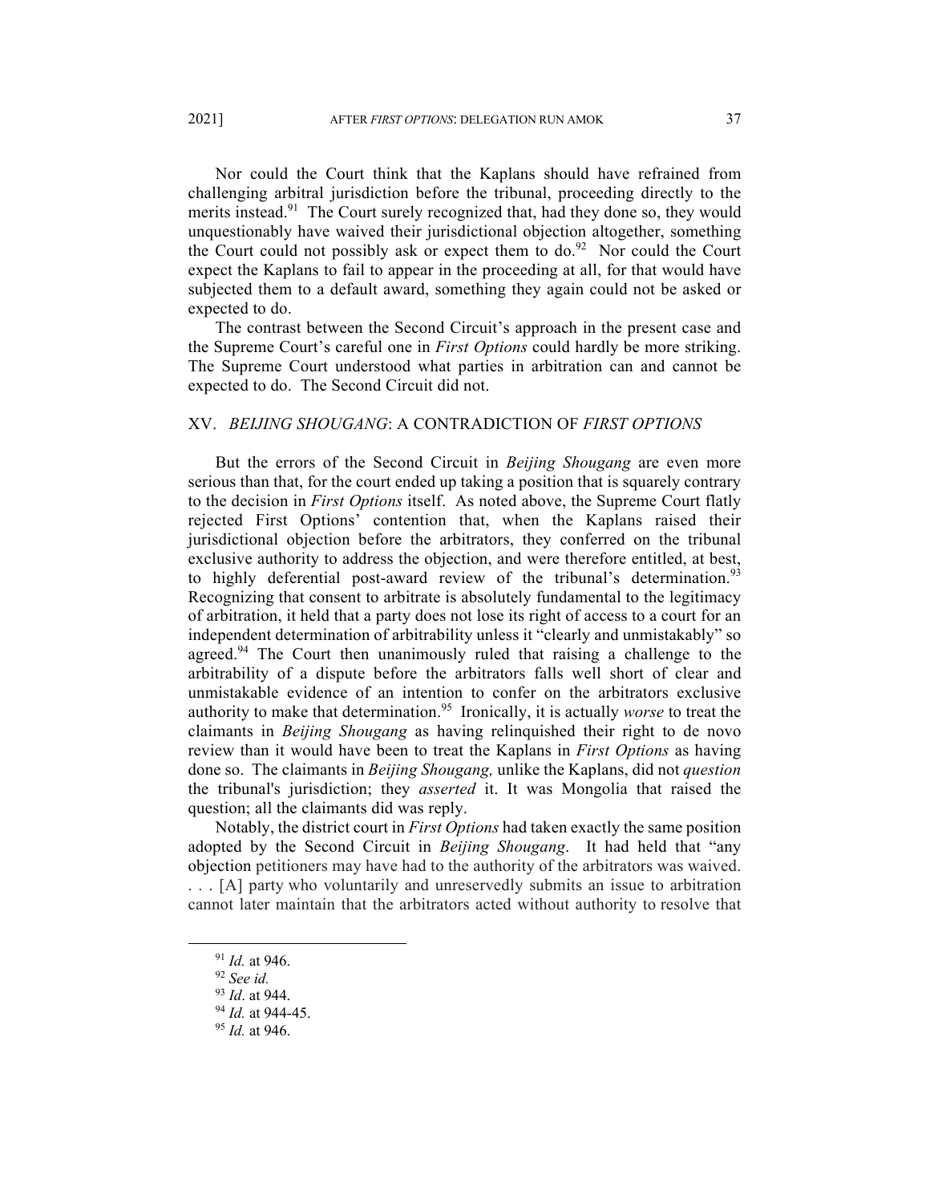Nor could the Court think that the Kaplans should have refrained from challenging arbitral jurisdiction before the tribunal, proceeding directly to the merits instead.[91] The Court surely recognized that, had they done so, they would unquestionably have waived their jurisdictional objection altogether, something the Court could not possibly ask or expect them to do.[92] Nor could the Court expect the Kaplans to fail to appear in the proceeding at all, for that would have subjected them to a default award, something they again could not be asked or expected to do.

The contrast between the Second Circuit's approach in the present case and the Supreme Court's careful one in *First Options* could hardly be more striking. The Supreme Court understood what parties in arbitration can and cannot be expected to do. The Second Circuit did not.

## XV. *BEIJING SHOUGANG*: A CONTRADICTION OF *FIRST OPTIONS*

But the errors of the Second Circuit in *Beijing Shougang* are even more serious than that, for the court ended up taking a position that is squarely contrary to the decision in *First Options* itself. As noted above, the Supreme Court flatly rejected First Options' contention that, when the Kaplans raised their jurisdictional objection before the arbitrators, they conferred on the tribunal exclusive authority to address the objection, and were therefore entitled, at best, to highly deferential post-award review of the tribunal's determination.[93] Recognizing that consent to arbitrate is absolutely fundamental to the legitimacy of arbitration, it held that a party does not lose its right of access to a court for an independent determination of arbitrability unless it "clearly and unmistakably" so agreed.[94] The Court then unanimously ruled that raising a challenge to the arbitrability of a dispute before the arbitrators falls well short of clear and unmistakable evidence of an intention to confer on the arbitrators exclusive authority to make that determination.[95] Ironically, it is actually *worse* to treat the claimants in *Beijing Shougang* as having relinquished their right to de novo review than it would have been to treat the Kaplans in *First Options* as having done so. The claimants in *Beijing Shougang,* unlike the Kaplans, did not *question* the tribunal's jurisdiction; they *asserted* it. It was Mongolia that raised the question; all the claimants did was reply.

Notably, the district court in *First Options* had taken exactly the same position adopted by the Second Circuit in *Beijing Shougang*. It had held that "any objection petitioners may have had to the authority of the arbitrators was waived. . . . [A] party who voluntarily and unreservedly submits an issue to arbitration cannot later maintain that the arbitrators acted without authority to resolve that

[91] *Id.* at 946.
[92] *See id.*
[93] *Id*. at 944.
[94] *Id.* at 944-45.
[95] *Id.* at 946.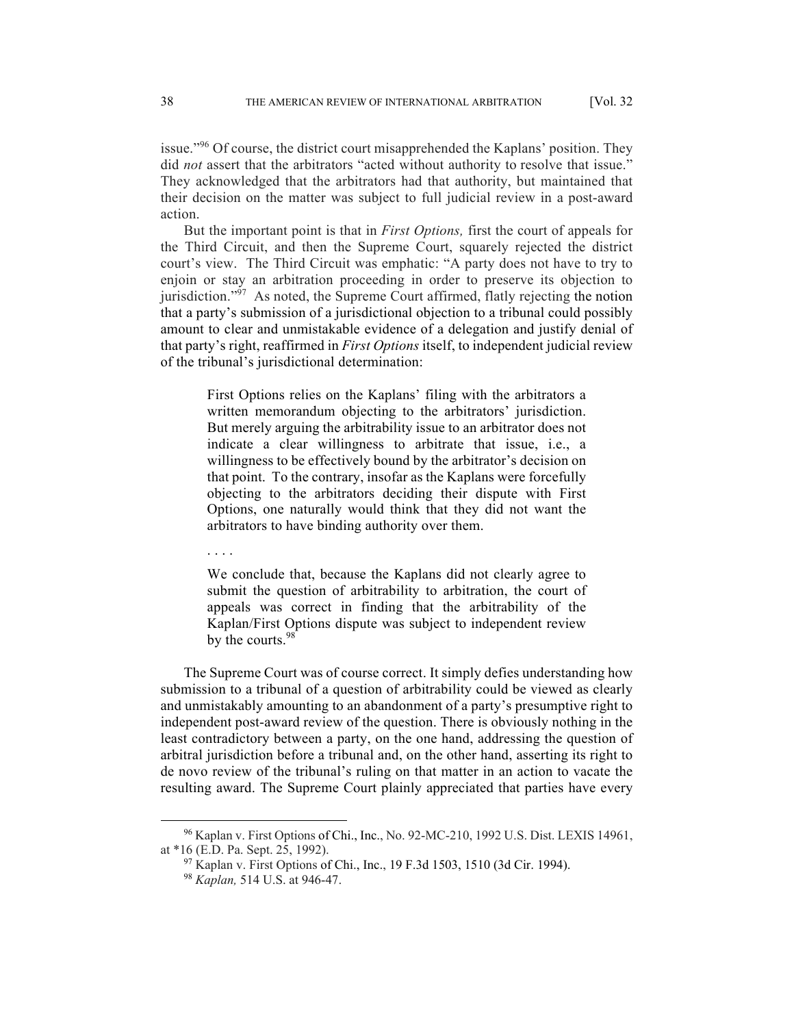issue."[96] Of course, the district court misapprehended the Kaplans' position. They did *not* assert that the arbitrators "acted without authority to resolve that issue." They acknowledged that the arbitrators had that authority, but maintained that their decision on the matter was subject to full judicial review in a post-award action.

But the important point is that in *First Options,* first the court of appeals for the Third Circuit, and then the Supreme Court, squarely rejected the district court's view. The Third Circuit was emphatic: "A party does not have to try to enjoin or stay an arbitration proceeding in order to preserve its objection to jurisdiction."[97] As noted, the Supreme Court affirmed, flatly rejecting the notion that a party's submission of a jurisdictional objection to a tribunal could possibly amount to clear and unmistakable evidence of a delegation and justify denial of that party's right, reaffirmed in *First Options* itself, to independent judicial review of the tribunal's jurisdictional determination:

> First Options relies on the Kaplans' filing with the arbitrators a written memorandum objecting to the arbitrators' jurisdiction. But merely arguing the arbitrability issue to an arbitrator does not indicate a clear willingness to arbitrate that issue, i.e., a willingness to be effectively bound by the arbitrator's decision on that point. To the contrary, insofar as the Kaplans were forcefully objecting to the arbitrators deciding their dispute with First Options, one naturally would think that they did not want the arbitrators to have binding authority over them.
>
> . . . .
>
> We conclude that, because the Kaplans did not clearly agree to submit the question of arbitrability to arbitration, the court of appeals was correct in finding that the arbitrability of the Kaplan/First Options dispute was subject to independent review by the courts.[98]

The Supreme Court was of course correct. It simply defies understanding how submission to a tribunal of a question of arbitrability could be viewed as clearly and unmistakably amounting to an abandonment of a party's presumptive right to independent post-award review of the question. There is obviously nothing in the least contradictory between a party, on the one hand, addressing the question of arbitral jurisdiction before a tribunal and, on the other hand, asserting its right to de novo review of the tribunal's ruling on that matter in an action to vacate the resulting award. The Supreme Court plainly appreciated that parties have every

---

[96] Kaplan v. First Options of Chi., Inc., No. 92-MC-210, 1992 U.S. Dist. LEXIS 14961, at *16 (E.D. Pa. Sept. 25, 1992).

[97] Kaplan v. First Options of Chi., Inc., 19 F.3d 1503, 1510 (3d Cir. 1994).

[98] *Kaplan,* 514 U.S. at 946-47.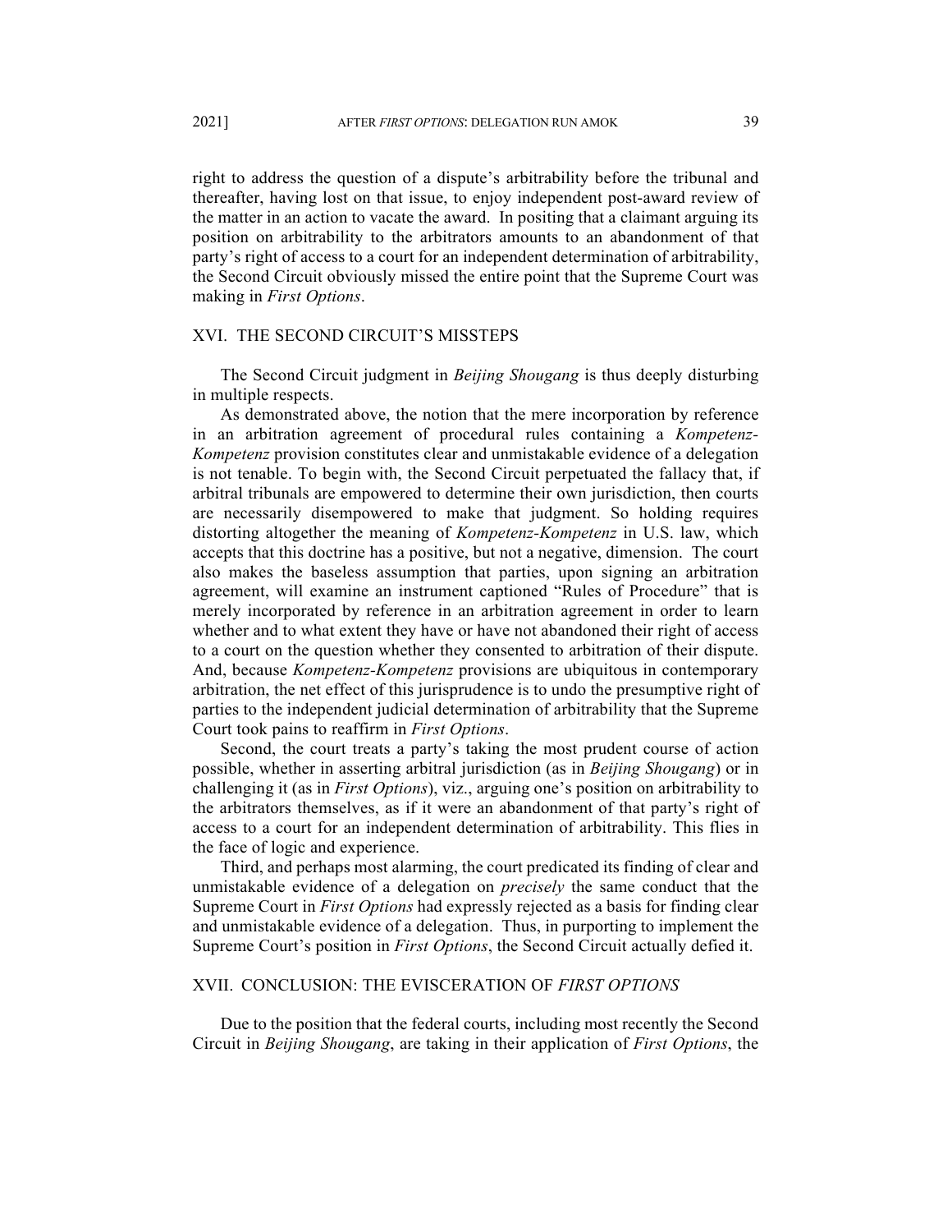right to address the question of a dispute's arbitrability before the tribunal and thereafter, having lost on that issue, to enjoy independent post-award review of the matter in an action to vacate the award. In positing that a claimant arguing its position on arbitrability to the arbitrators amounts to an abandonment of that party's right of access to a court for an independent determination of arbitrability, the Second Circuit obviously missed the entire point that the Supreme Court was making in *First Options*.

## XVI. THE SECOND CIRCUIT'S MISSTEPS

The Second Circuit judgment in *Beijing Shougang* is thus deeply disturbing in multiple respects.

As demonstrated above, the notion that the mere incorporation by reference in an arbitration agreement of procedural rules containing a *Kompetenz-Kompetenz* provision constitutes clear and unmistakable evidence of a delegation is not tenable. To begin with, the Second Circuit perpetuated the fallacy that, if arbitral tribunals are empowered to determine their own jurisdiction, then courts are necessarily disempowered to make that judgment. So holding requires distorting altogether the meaning of *Kompetenz-Kompetenz* in U.S. law, which accepts that this doctrine has a positive, but not a negative, dimension. The court also makes the baseless assumption that parties, upon signing an arbitration agreement, will examine an instrument captioned "Rules of Procedure" that is merely incorporated by reference in an arbitration agreement in order to learn whether and to what extent they have or have not abandoned their right of access to a court on the question whether they consented to arbitration of their dispute. And, because *Kompetenz-Kompetenz* provisions are ubiquitous in contemporary arbitration, the net effect of this jurisprudence is to undo the presumptive right of parties to the independent judicial determination of arbitrability that the Supreme Court took pains to reaffirm in *First Options*.

Second, the court treats a party's taking the most prudent course of action possible, whether in asserting arbitral jurisdiction (as in *Beijing Shougang*) or in challenging it (as in *First Options*), viz., arguing one's position on arbitrability to the arbitrators themselves, as if it were an abandonment of that party's right of access to a court for an independent determination of arbitrability. This flies in the face of logic and experience.

Third, and perhaps most alarming, the court predicated its finding of clear and unmistakable evidence of a delegation on *precisely* the same conduct that the Supreme Court in *First Options* had expressly rejected as a basis for finding clear and unmistakable evidence of a delegation. Thus, in purporting to implement the Supreme Court's position in *First Options*, the Second Circuit actually defied it.

## XVII. CONCLUSION: THE EVISCERATION OF *FIRST OPTIONS*

Due to the position that the federal courts, including most recently the Second Circuit in *Beijing Shougang*, are taking in their application of *First Options*, the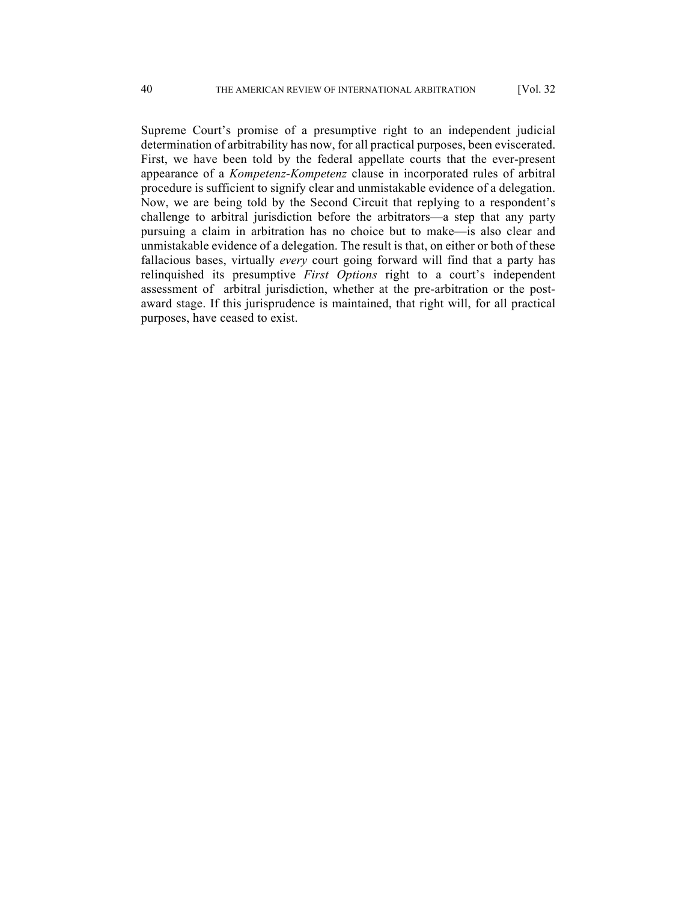Supreme Court's promise of a presumptive right to an independent judicial determination of arbitrability has now, for all practical purposes, been eviscerated. First, we have been told by the federal appellate courts that the ever-present appearance of a *Kompetenz-Kompetenz* clause in incorporated rules of arbitral procedure is sufficient to signify clear and unmistakable evidence of a delegation. Now, we are being told by the Second Circuit that replying to a respondent's challenge to arbitral jurisdiction before the arbitrators—a step that any party pursuing a claim in arbitration has no choice but to make—is also clear and unmistakable evidence of a delegation. The result is that, on either or both of these fallacious bases, virtually *every* court going forward will find that a party has relinquished its presumptive *First Options* right to a court's independent assessment of arbitral jurisdiction, whether at the pre-arbitration or the post-award stage. If this jurisprudence is maintained, that right will, for all practical purposes, have ceased to exist.